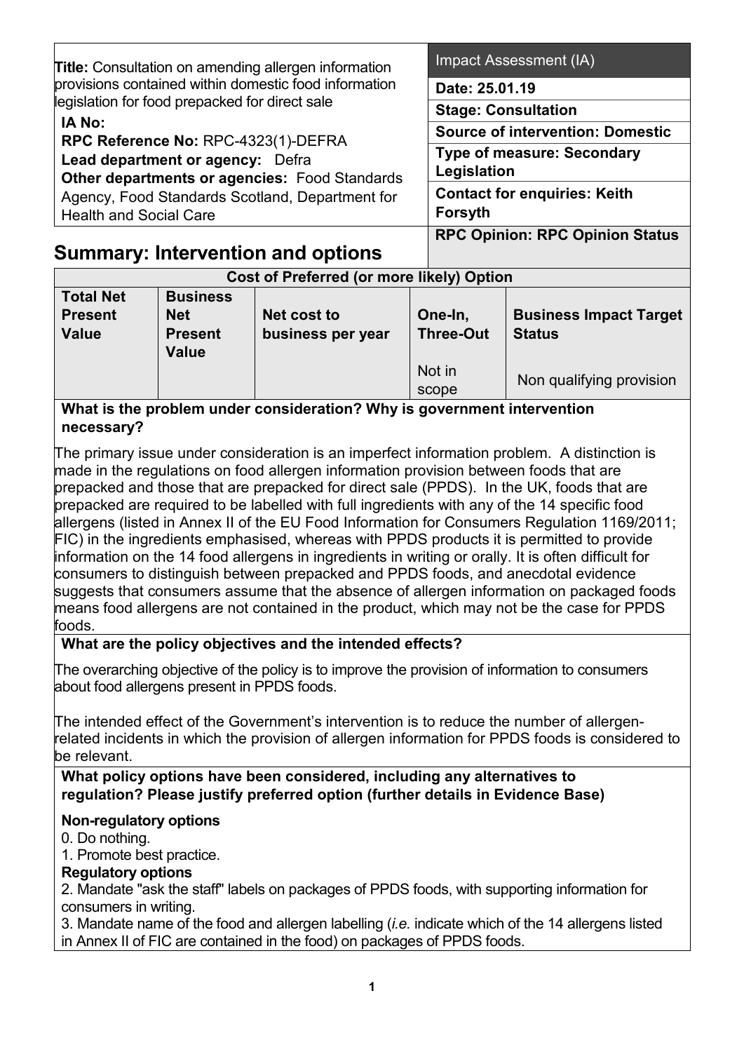**Title:** Consultation on amending allergen information provisions contained within domestic food information legislation for food prepacked for direct sale

**IA No:**

**RPC Reference No:** RPC-4323(1)-DEFRA

**Lead department or agency:** Defra

**Other departments or agencies:** Food Standards Agency, Food Standards Scotland, Department for Health and Social Care

| Impact Assessment (IA) |
|---|
| **Date: 25.01.19** |
| **Stage: Consultation** |
| **Source of intervention: Domestic** |
| **Type of measure: Secondary Legislation** |
| **Contact for enquiries: Keith Forsyth** |
| **RPC Opinion: RPC Opinion Status** |

# Summary: Intervention and options

| Cost of Preferred (or more likely) Option | | | | |
|---|---|---|---|---|
| **Total Net Present Value** | **Business Net Present Value** | **Net cost to business per year** | **One-In, Three-Out** | **Business Impact Target Status** |
| | | | Not in scope | Non qualifying provision |

**What is the problem under consideration? Why is government intervention necessary?**

The primary issue under consideration is an imperfect information problem. A distinction is made in the regulations on food allergen information provision between foods that are prepacked and those that are prepacked for direct sale (PPDS). In the UK, foods that are prepacked are required to be labelled with full ingredients with any of the 14 specific food allergens (listed in Annex II of the EU Food Information for Consumers Regulation 1169/2011; FIC) in the ingredients emphasised, whereas with PPDS products it is permitted to provide information on the 14 food allergens in ingredients in writing or orally. It is often difficult for consumers to distinguish between prepacked and PPDS foods, and anecdotal evidence suggests that consumers assume that the absence of allergen information on packaged foods means food allergens are not contained in the product, which may not be the case for PPDS foods.

**What are the policy objectives and the intended effects?**

The overarching objective of the policy is to improve the provision of information to consumers about food allergens present in PPDS foods.

The intended effect of the Government's intervention is to reduce the number of allergen-related incidents in which the provision of allergen information for PPDS foods is considered to be relevant.

**What policy options have been considered, including any alternatives to regulation? Please justify preferred option (further details in Evidence Base)**

**Non-regulatory options**

0. Do nothing.
1. Promote best practice.

**Regulatory options**

2. Mandate "ask the staff" labels on packages of PPDS foods, with supporting information for consumers in writing.
3. Mandate name of the food and allergen labelling (*i.e.* indicate which of the 14 allergens listed in Annex II of FIC are contained in the food) on packages of PPDS foods.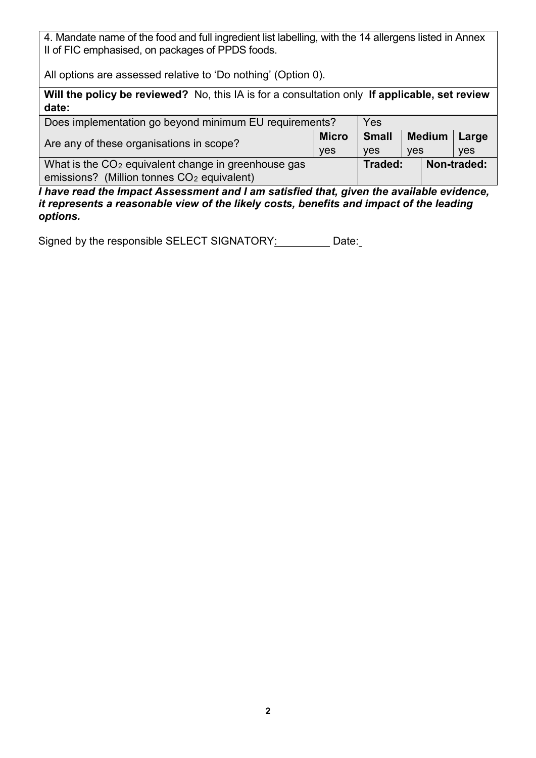4. Mandate name of the food and full ingredient list labelling, with the 14 allergens listed in Annex II of FIC emphasised, on packages of PPDS foods.

All options are assessed relative to 'Do nothing' (Option 0).

**Will the policy be reviewed?** No, this IA is for a consultation only **If applicable, set review date:**

| Does implementation go beyond minimum EU requirements? | | Yes | | |
|---|---|---|---|---|
| Are any of these organisations in scope? | **Micro** yes | **Small** yes | **Medium** yes | **Large** yes |
| What is the $CO_2$ equivalent change in greenhouse gas emissions? (Million tonnes $CO_2$ equivalent) | | **Traded:** | **Non-traded:** | |

***I have read the Impact Assessment and I am satisfied that, given the available evidence, it represents a reasonable view of the likely costs, benefits and impact of the leading options.***

Signed by the responsible SELECT SIGNATORY: Date: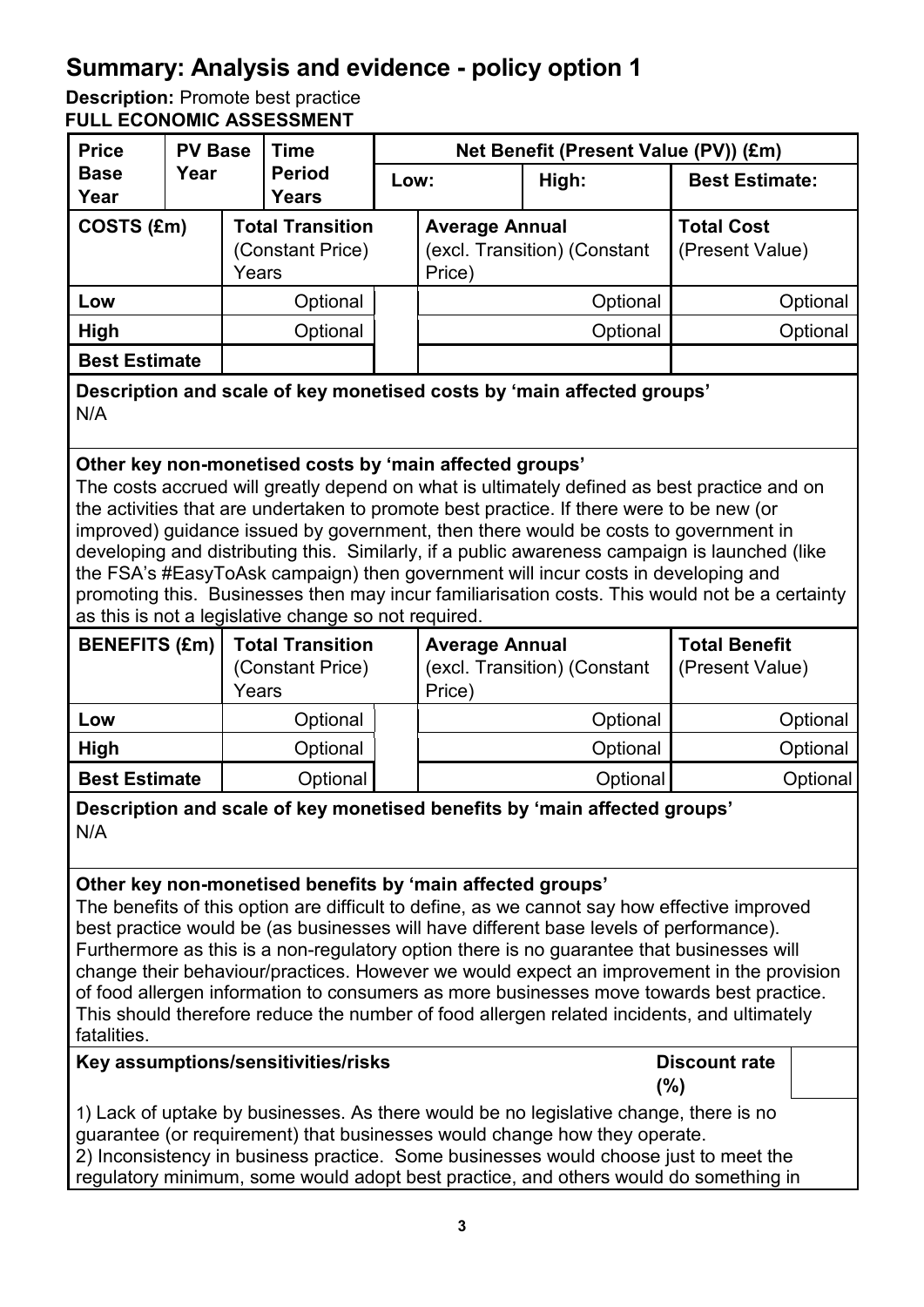# Summary: Analysis and evidence - policy option 1

**Description:** Promote best practice

**FULL ECONOMIC ASSESSMENT**

| Price Base Year | PV Base Year | Time Period Years | Net Benefit (Present Value (PV)) (£m) | | |
|---|---|---|---|---|---|
| | | | Low: | High: | Best Estimate: |

| COSTS (£m) | Total Transition (Constant Price) Years | | Average Annual (excl. Transition) (Constant Price) | Total Cost (Present Value) |
|---|---|---|---|---|
| Low | Optional | | Optional | Optional |
| High | Optional | | Optional | Optional |
| Best Estimate | | | | |

**Description and scale of key monetised costs by 'main affected groups'**

N/A

**Other key non-monetised costs by 'main affected groups'**

The costs accrued will greatly depend on what is ultimately defined as best practice and on the activities that are undertaken to promote best practice. If there were to be new (or improved) guidance issued by government, then there would be costs to government in developing and distributing this. Similarly, if a public awareness campaign is launched (like the FSA's #EasyToAsk campaign) then government will incur costs in developing and promoting this. Businesses then may incur familiarisation costs. This would not be a certainty as this is not a legislative change so not required.

| BENEFITS (£m) | Total Transition (Constant Price) Years | | Average Annual (excl. Transition) (Constant Price) | Total Benefit (Present Value) |
|---|---|---|---|---|
| Low | Optional | | Optional | Optional |
| High | Optional | | Optional | Optional |
| Best Estimate | Optional | | Optional | Optional |

**Description and scale of key monetised benefits by 'main affected groups'**

N/A

**Other key non-monetised benefits by 'main affected groups'**

The benefits of this option are difficult to define, as we cannot say how effective improved best practice would be (as businesses will have different base levels of performance). Furthermore as this is a non-regulatory option there is no guarantee that businesses will change their behaviour/practices. However we would expect an improvement in the provision of food allergen information to consumers as more businesses move towards best practice. This should therefore reduce the number of food allergen related incidents, and ultimately fatalities.

| **Key assumptions/sensitivities/risks** | **Discount rate (%)** | |
|---|---|---|

1) Lack of uptake by businesses. As there would be no legislative change, there is no guarantee (or requirement) that businesses would change how they operate.
2) Inconsistency in business practice. Some businesses would choose just to meet the regulatory minimum, some would adopt best practice, and others would do something in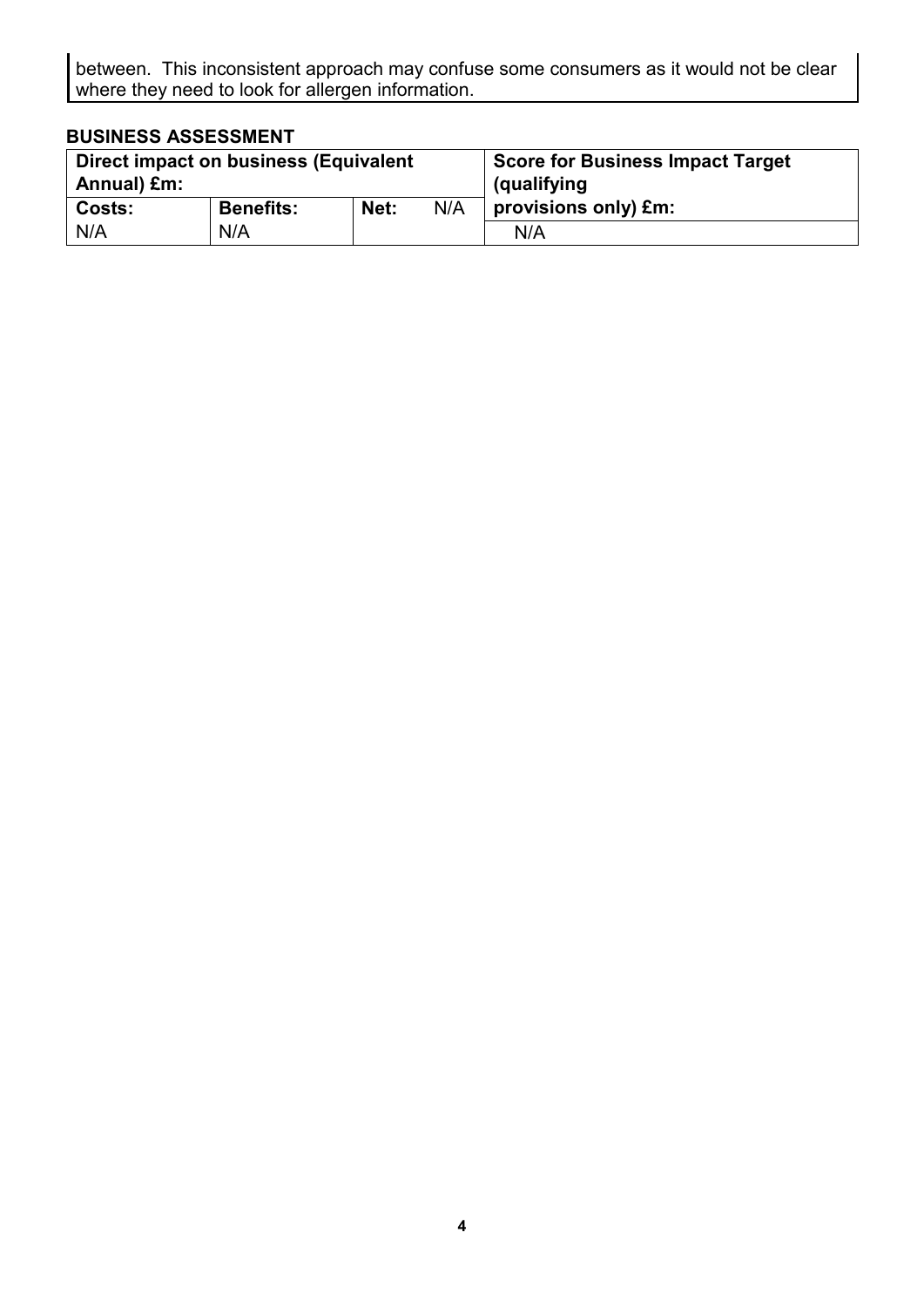between. This inconsistent approach may confuse some consumers as it would not be clear where they need to look for allergen information.

**BUSINESS ASSESSMENT**

| Direct impact on business (Equivalent Annual) £m: | | | Score for Business Impact Target (qualifying provisions only) £m: |
|---|---|---|---|
| **Costs:** | **Benefits:** | **Net:** N/A | |
| N/A | N/A | | N/A |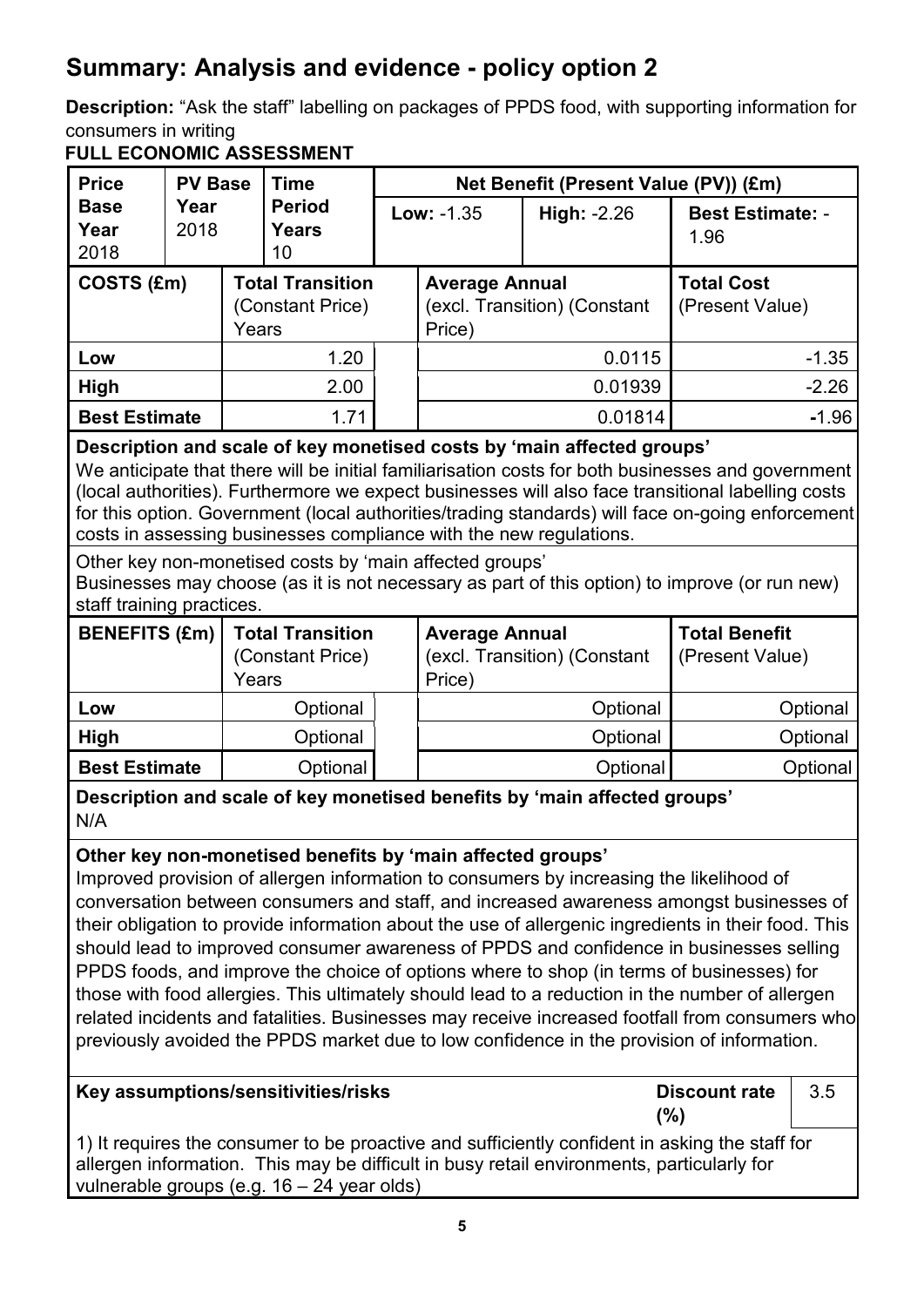# Summary: Analysis and evidence - policy option 2

**Description:** "Ask the staff" labelling on packages of PPDS food, with supporting information for consumers in writing

**FULL ECONOMIC ASSESSMENT**

| Price Base Year 2018 | PV Base Year 2018 | Time Period Years 10 | Net Benefit (Present Value (PV)) (£m) | | |
|---|---|---|---|---|---|
| | | | **Low:** -1.35 | **High:** -2.26 | **Best Estimate:** -1.96 |

| COSTS (£m) | Total Transition (Constant Price) Years | | Average Annual (excl. Transition) (Constant Price) | Total Cost (Present Value) |
|---|---|---|---|---|
| **Low** | 1.20 | | 0.0115 | -1.35 |
| **High** | 2.00 | | 0.01939 | -2.26 |
| **Best Estimate** | 1.71 | | 0.01814 | -1.96 |

**Description and scale of key monetised costs by 'main affected groups'**

We anticipate that there will be initial familiarisation costs for both businesses and government (local authorities). Furthermore we expect businesses will also face transitional labelling costs for this option. Government (local authorities/trading standards) will face on-going enforcement costs in assessing businesses compliance with the new regulations.

Other key non-monetised costs by 'main affected groups'

Businesses may choose (as it is not necessary as part of this option) to improve (or run new) staff training practices.

| BENEFITS (£m) | Total Transition (Constant Price) Years | | Average Annual (excl. Transition) (Constant Price) | Total Benefit (Present Value) |
|---|---|---|---|---|
| **Low** | Optional | | Optional | Optional |
| **High** | Optional | | Optional | Optional |
| **Best Estimate** | Optional | | Optional | Optional |

**Description and scale of key monetised benefits by 'main affected groups'**

N/A

**Other key non-monetised benefits by 'main affected groups'**

Improved provision of allergen information to consumers by increasing the likelihood of conversation between consumers and staff, and increased awareness amongst businesses of their obligation to provide information about the use of allergenic ingredients in their food. This should lead to improved consumer awareness of PPDS and confidence in businesses selling PPDS foods, and improve the choice of options where to shop (in terms of businesses) for those with food allergies. This ultimately should lead to a reduction in the number of allergen related incidents and fatalities. Businesses may receive increased footfall from consumers who previously avoided the PPDS market due to low confidence in the provision of information.

| **Key assumptions/sensitivities/risks** | **Discount rate (%)** | 3.5 |
|---|---|---|

1) It requires the consumer to be proactive and sufficiently confident in asking the staff for allergen information. This may be difficult in busy retail environments, particularly for vulnerable groups (e.g. 16 – 24 year olds)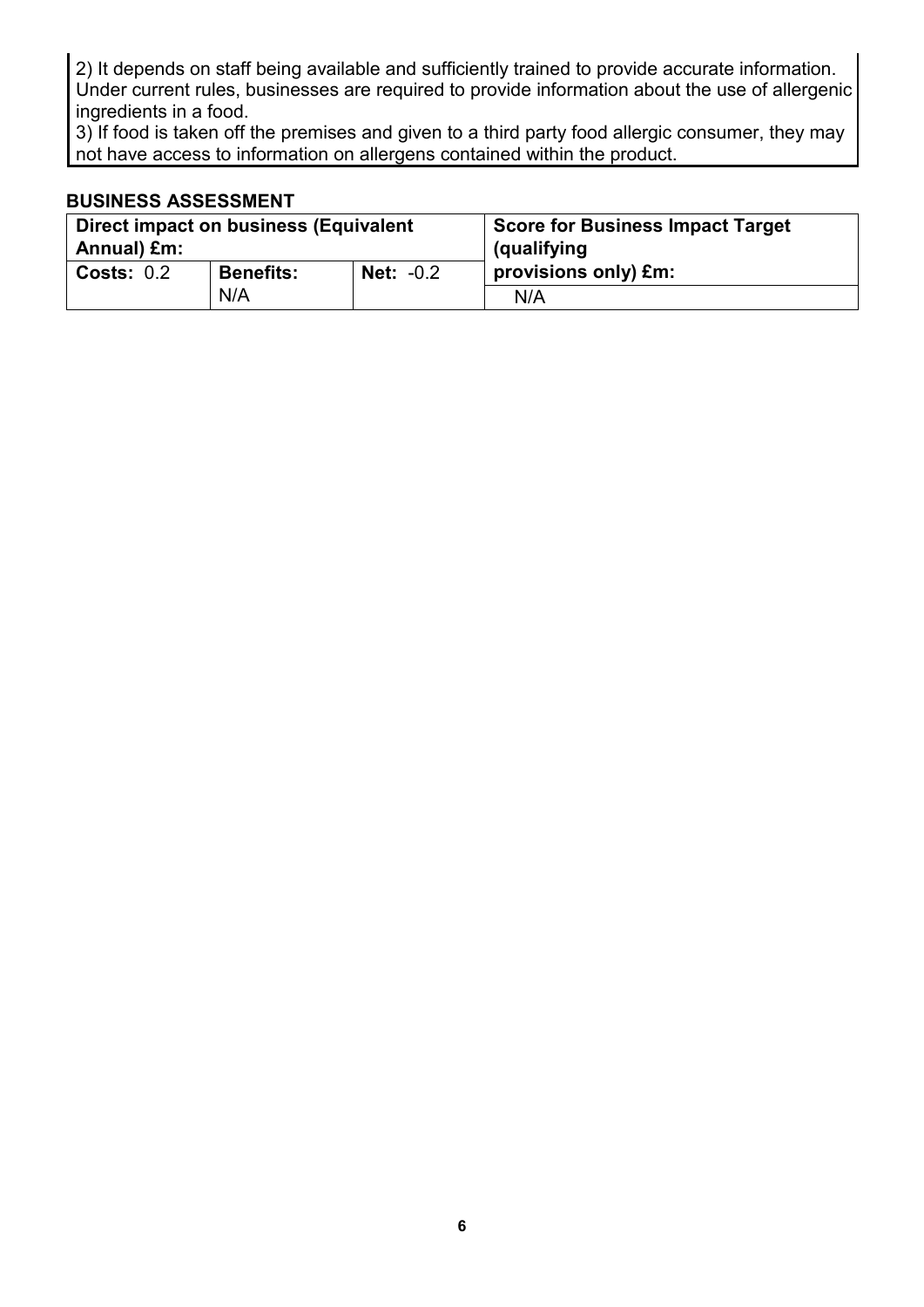2) It depends on staff being available and sufficiently trained to provide accurate information. Under current rules, businesses are required to provide information about the use of allergenic ingredients in a food.
3) If food is taken off the premises and given to a third party food allergic consumer, they may not have access to information on allergens contained within the product.

**BUSINESS ASSESSMENT**

| **Direct impact on business (Equivalent Annual) £m:** | | | **Score for Business Impact Target (qualifying provisions only) £m:** |
|---|---|---|---|
| **Costs:** 0.2 | **Benefits:** N/A | **Net:** -0.2 | N/A |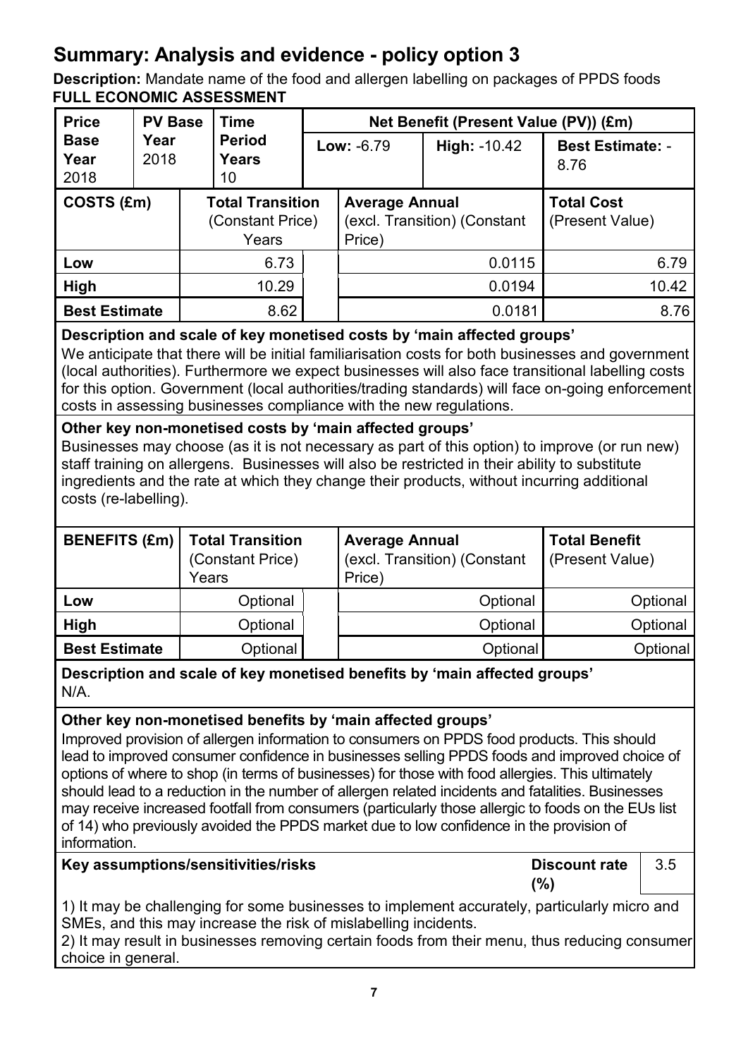## Summary: Analysis and evidence - policy option 3

**Description:** Mandate name of the food and allergen labelling on packages of PPDS foods

**FULL ECONOMIC ASSESSMENT**

| Price Base Year 2018 | PV Base Year 2018 | Time Period Years 10 | Net Benefit (Present Value (PV)) (£m) | | |
|---|---|---|---|---|---|
| | | | Low: -6.79 | High: -10.42 | Best Estimate: -8.76 |

| COSTS (£m) | Total Transition (Constant Price) Years | | Average Annual (excl. Transition) (Constant Price) | Total Cost (Present Value) |
|---|---|---|---|---|
| Low | 6.73 | | 0.0115 | 6.79 |
| High | 10.29 | | 0.0194 | 10.42 |
| Best Estimate | 8.62 | | 0.0181 | 8.76 |

**Description and scale of key monetised costs by 'main affected groups'**

We anticipate that there will be initial familiarisation costs for both businesses and government (local authorities). Furthermore we expect businesses will also face transitional labelling costs for this option. Government (local authorities/trading standards) will face on-going enforcement costs in assessing businesses compliance with the new regulations.

**Other key non-monetised costs by 'main affected groups'**

Businesses may choose (as it is not necessary as part of this option) to improve (or run new) staff training on allergens. Businesses will also be restricted in their ability to substitute ingredients and the rate at which they change their products, without incurring additional costs (re-labelling).

| BENEFITS (£m) | Total Transition (Constant Price) Years | | Average Annual (excl. Transition) (Constant Price) | Total Benefit (Present Value) |
|---|---|---|---|---|
| Low | Optional | | Optional | Optional |
| High | Optional | | Optional | Optional |
| Best Estimate | Optional | | Optional | Optional |

**Description and scale of key monetised benefits by 'main affected groups'**

N/A.

**Other key non-monetised benefits by 'main affected groups'**

Improved provision of allergen information to consumers on PPDS food products. This should lead to improved consumer confidence in businesses selling PPDS foods and improved choice of options of where to shop (in terms of businesses) for those with food allergies. This ultimately should lead to a reduction in the number of allergen related incidents and fatalities. Businesses may receive increased footfall from consumers (particularly those allergic to foods on the EUs list of 14) who previously avoided the PPDS market due to low confidence in the provision of information.

**Key assumptions/sensitivities/risks** | **Discount rate (%)** 3.5

1) It may be challenging for some businesses to implement accurately, particularly micro and SMEs, and this may increase the risk of mislabelling incidents.
2) It may result in businesses removing certain foods from their menu, thus reducing consumer choice in general.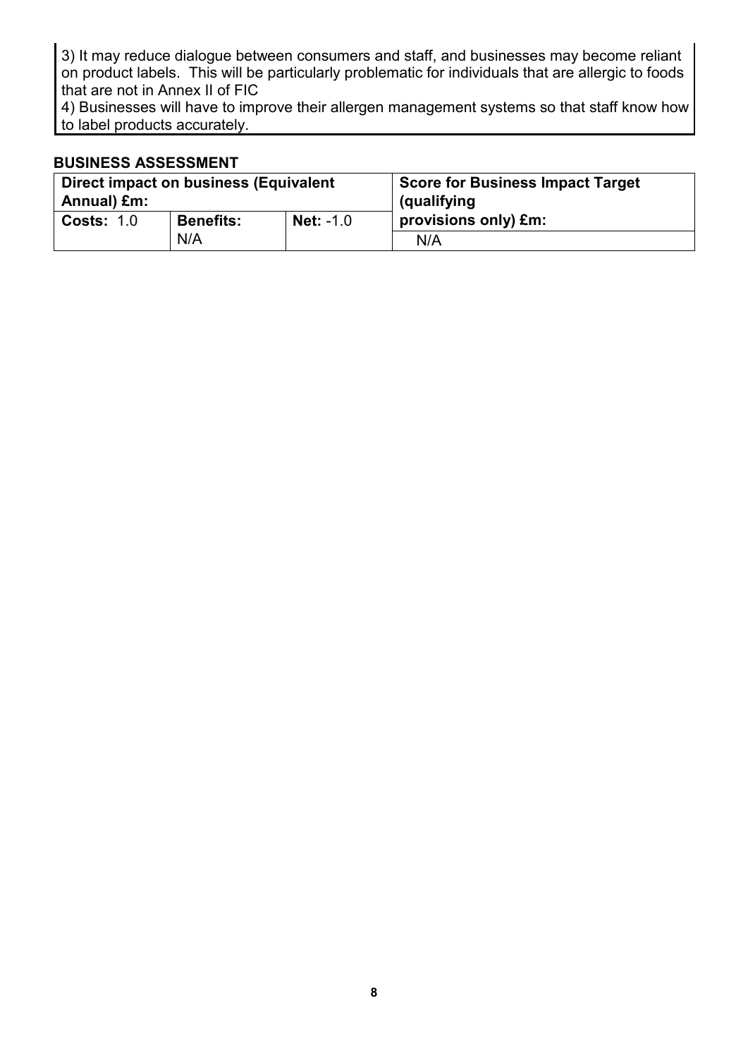3) It may reduce dialogue between consumers and staff, and businesses may become reliant on product labels. This will be particularly problematic for individuals that are allergic to foods that are not in Annex II of FIC

4) Businesses will have to improve their allergen management systems so that staff know how to label products accurately.

**BUSINESS ASSESSMENT**

| **Direct impact on business (Equivalent Annual) £m:** | | | **Score for Business Impact Target (qualifying provisions only) £m:** |
|---|---|---|---|
| **Costs:** 1.0 | **Benefits:** N/A | **Net:** -1.0 | N/A |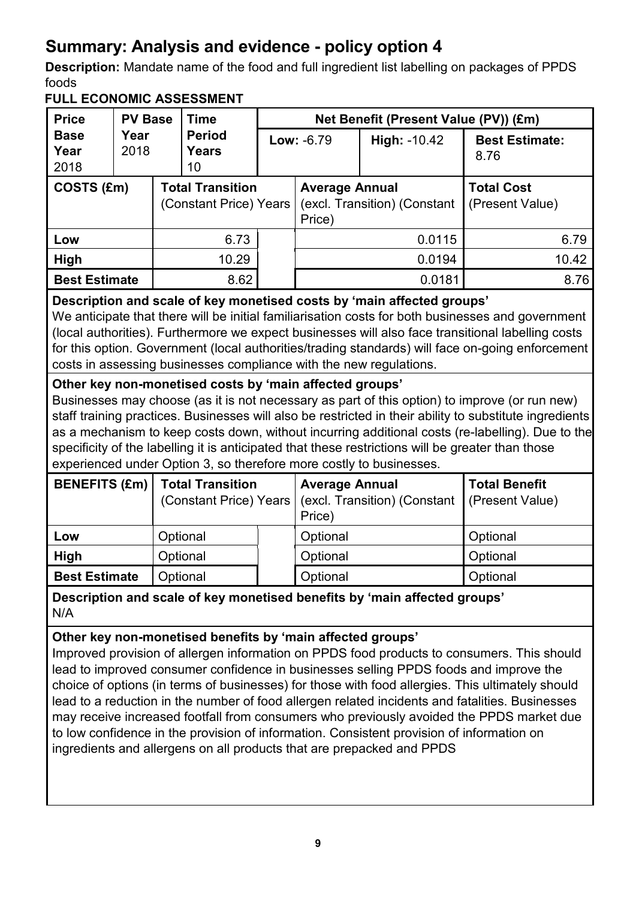## Summary: Analysis and evidence - policy option 4

**Description:** Mandate name of the food and full ingredient list labelling on packages of PPDS foods

**FULL ECONOMIC ASSESSMENT**

| Price Base Year 2018 | PV Base Year 2018 | Time Period Years 10 | Net Benefit (Present Value (PV)) (£m) | | |
|---|---|---|---|---|---|
| | | | Low: -6.79 | High: -10.42 | Best Estimate: 8.76 |

| COSTS (£m) | Total Transition (Constant Price) Years | | Average Annual (excl. Transition) (Constant Price) | Total Cost (Present Value) |
|---|---|---|---|---|
| Low | 6.73 | | 0.0115 | 6.79 |
| High | 10.29 | | 0.0194 | 10.42 |
| Best Estimate | 8.62 | | 0.0181 | 8.76 |

**Description and scale of key monetised costs by 'main affected groups'**

We anticipate that there will be initial familiarisation costs for both businesses and government (local authorities). Furthermore we expect businesses will also face transitional labelling costs for this option. Government (local authorities/trading standards) will face on-going enforcement costs in assessing businesses compliance with the new regulations.

**Other key non-monetised costs by 'main affected groups'**

Businesses may choose (as it is not necessary as part of this option) to improve (or run new) staff training practices. Businesses will also be restricted in their ability to substitute ingredients as a mechanism to keep costs down, without incurring additional costs (re-labelling). Due to the specificity of the labelling it is anticipated that these restrictions will be greater than those experienced under Option 3, so therefore more costly to businesses.

| BENEFITS (£m) | Total Transition (Constant Price) Years | | Average Annual (excl. Transition) (Constant Price) | Total Benefit (Present Value) |
|---|---|---|---|---|
| Low | Optional | | Optional | Optional |
| High | Optional | | Optional | Optional |
| Best Estimate | Optional | | Optional | Optional |

**Description and scale of key monetised benefits by 'main affected groups'**

N/A

**Other key non-monetised benefits by 'main affected groups'**

Improved provision of allergen information on PPDS food products to consumers. This should lead to improved consumer confidence in businesses selling PPDS foods and improve the choice of options (in terms of businesses) for those with food allergies. This ultimately should lead to a reduction in the number of food allergen related incidents and fatalities. Businesses may receive increased footfall from consumers who previously avoided the PPDS market due to low confidence in the provision of information. Consistent provision of information on ingredients and allergens on all products that are prepacked and PPDS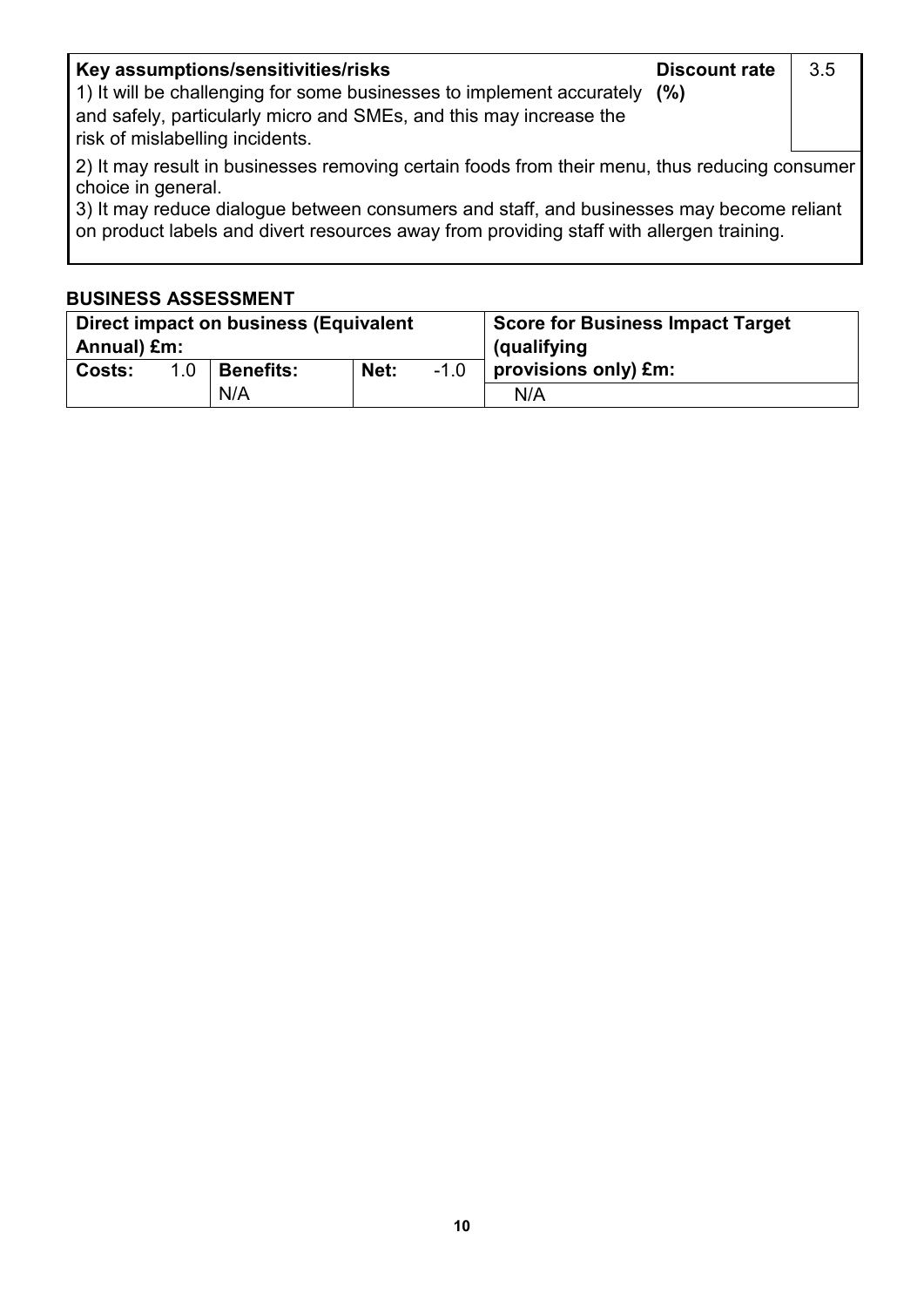| Key assumptions/sensitivities/risks | Discount rate (%) | 3.5 |
|---|---|---|
| 1) It will be challenging for some businesses to implement accurately and safely, particularly micro and SMEs, and this may increase the risk of mislabelling incidents. | | |

2) It may result in businesses removing certain foods from their menu, thus reducing consumer choice in general.

3) It may reduce dialogue between consumers and staff, and businesses may become reliant on product labels and divert resources away from providing staff with allergen training.

**BUSINESS ASSESSMENT**

| Direct impact on business (Equivalent Annual) £m: | | | | | | Score for Business Impact Target (qualifying provisions only) £m: |
|---|---|---|---|---|---|---|
| **Costs:** | 1.0 | **Benefits:** N/A | | **Net:** | -1.0 | N/A |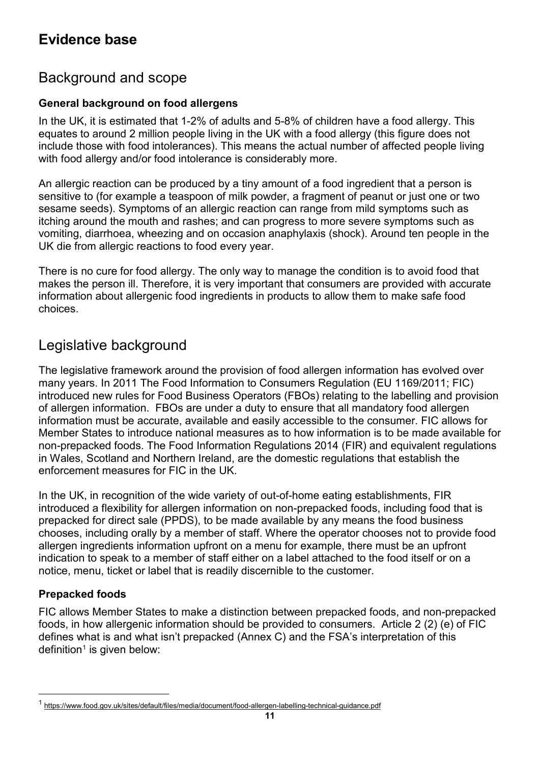# Evidence base

## Background and scope

### General background on food allergens

In the UK, it is estimated that 1-2% of adults and 5-8% of children have a food allergy. This equates to around 2 million people living in the UK with a food allergy (this figure does not include those with food intolerances). This means the actual number of affected people living with food allergy and/or food intolerance is considerably more.

An allergic reaction can be produced by a tiny amount of a food ingredient that a person is sensitive to (for example a teaspoon of milk powder, a fragment of peanut or just one or two sesame seeds). Symptoms of an allergic reaction can range from mild symptoms such as itching around the mouth and rashes; and can progress to more severe symptoms such as vomiting, diarrhoea, wheezing and on occasion anaphylaxis (shock). Around ten people in the UK die from allergic reactions to food every year.

There is no cure for food allergy. The only way to manage the condition is to avoid food that makes the person ill. Therefore, it is very important that consumers are provided with accurate information about allergenic food ingredients in products to allow them to make safe food choices.

## Legislative background

The legislative framework around the provision of food allergen information has evolved over many years. In 2011 The Food Information to Consumers Regulation (EU 1169/2011; FIC) introduced new rules for Food Business Operators (FBOs) relating to the labelling and provision of allergen information. FBOs are under a duty to ensure that all mandatory food allergen information must be accurate, available and easily accessible to the consumer. FIC allows for Member States to introduce national measures as to how information is to be made available for non-prepacked foods. The Food Information Regulations 2014 (FIR) and equivalent regulations in Wales, Scotland and Northern Ireland, are the domestic regulations that establish the enforcement measures for FIC in the UK.

In the UK, in recognition of the wide variety of out-of-home eating establishments, FIR introduced a flexibility for allergen information on non-prepacked foods, including food that is prepacked for direct sale (PPDS), to be made available by any means the food business chooses, including orally by a member of staff. Where the operator chooses not to provide food allergen ingredients information upfront on a menu for example, there must be an upfront indication to speak to a member of staff either on a label attached to the food itself or on a notice, menu, ticket or label that is readily discernible to the customer.

### Prepacked foods

FIC allows Member States to make a distinction between prepacked foods, and non-prepacked foods, in how allergenic information should be provided to consumers. Article 2 (2) (e) of FIC defines what is and what isn't prepacked (Annex C) and the FSA's interpretation of this definition[1] is given below:

[1] https://www.food.gov.uk/sites/default/files/media/document/food-allergen-labelling-technical-guidance.pdf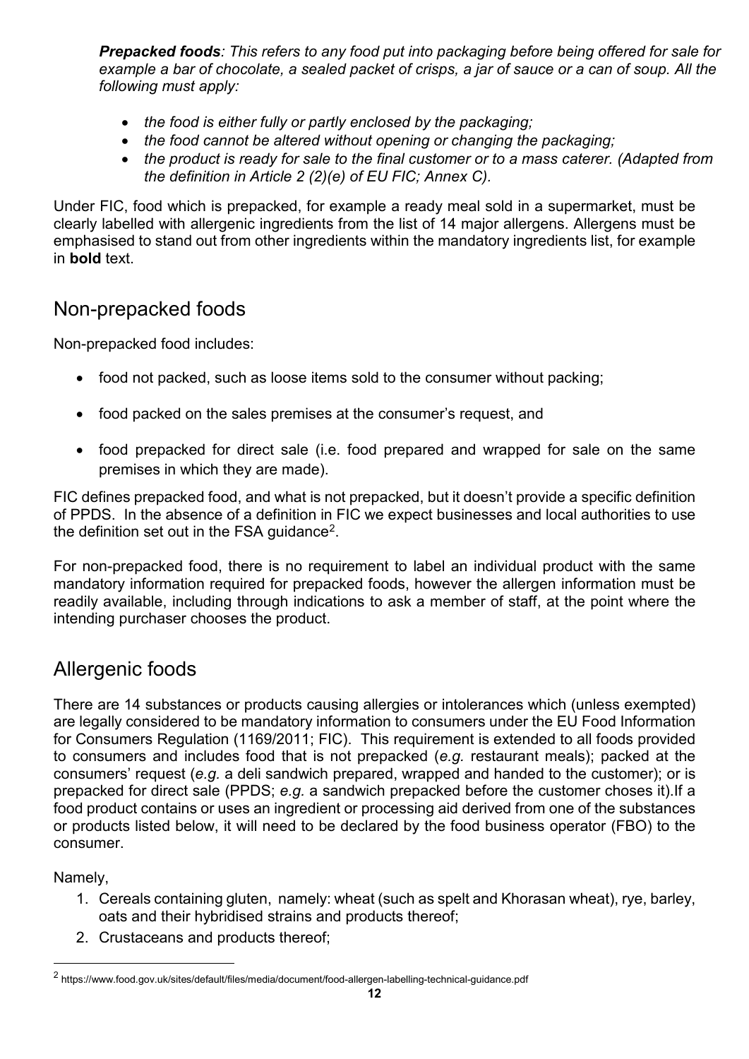***Prepacked foods**: This refers to any food put into packaging before being offered for sale for example a bar of chocolate, a sealed packet of crisps, a jar of sauce or a can of soup. All the following must apply:*

- *the food is either fully or partly enclosed by the packaging;*
- *the food cannot be altered without opening or changing the packaging;*
- *the product is ready for sale to the final customer or to a mass caterer. (Adapted from the definition in Article 2 (2)(e) of EU FIC; Annex C).*

Under FIC, food which is prepacked, for example a ready meal sold in a supermarket, must be clearly labelled with allergenic ingredients from the list of 14 major allergens. Allergens must be emphasised to stand out from other ingredients within the mandatory ingredients list, for example in **bold** text.

## Non-prepacked foods

Non-prepacked food includes:

- food not packed, such as loose items sold to the consumer without packing;
- food packed on the sales premises at the consumer's request, and
- food prepacked for direct sale (i.e. food prepared and wrapped for sale on the same premises in which they are made).

FIC defines prepacked food, and what is not prepacked, but it doesn't provide a specific definition of PPDS. In the absence of a definition in FIC we expect businesses and local authorities to use the definition set out in the FSA guidance[2].

For non-prepacked food, there is no requirement to label an individual product with the same mandatory information required for prepacked foods, however the allergen information must be readily available, including through indications to ask a member of staff, at the point where the intending purchaser chooses the product.

## Allergenic foods

There are 14 substances or products causing allergies or intolerances which (unless exempted) are legally considered to be mandatory information to consumers under the EU Food Information for Consumers Regulation (1169/2011; FIC). This requirement is extended to all foods provided to consumers and includes food that is not prepacked (*e.g.* restaurant meals); packed at the consumers' request (*e.g.* a deli sandwich prepared, wrapped and handed to the customer); or is prepacked for direct sale (PPDS; *e.g.* a sandwich prepacked before the customer choses it).If a food product contains or uses an ingredient or processing aid derived from one of the substances or products listed below, it will need to be declared by the food business operator (FBO) to the consumer.

Namely,

1. Cereals containing gluten, namely: wheat (such as spelt and Khorasan wheat), rye, barley, oats and their hybridised strains and products thereof;
2. Crustaceans and products thereof;

[2] https://www.food.gov.uk/sites/default/files/media/document/food-allergen-labelling-technical-guidance.pdf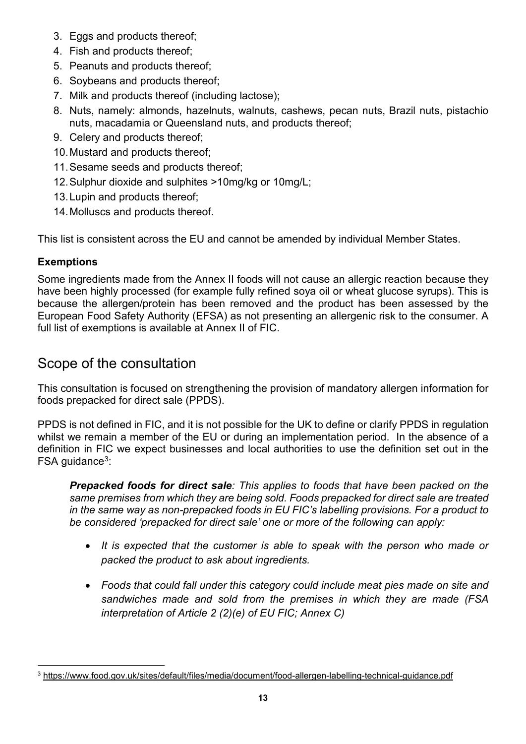3. Eggs and products thereof;
4. Fish and products thereof;
5. Peanuts and products thereof;
6. Soybeans and products thereof;
7. Milk and products thereof (including lactose);
8. Nuts, namely: almonds, hazelnuts, walnuts, cashews, pecan nuts, Brazil nuts, pistachio nuts, macadamia or Queensland nuts, and products thereof;
9. Celery and products thereof;
10. Mustard and products thereof;
11. Sesame seeds and products thereof;
12. Sulphur dioxide and sulphites >10mg/kg or 10mg/L;
13. Lupin and products thereof;
14. Molluscs and products thereof.

This list is consistent across the EU and cannot be amended by individual Member States.

**Exemptions**

Some ingredients made from the Annex II foods will not cause an allergic reaction because they have been highly processed (for example fully refined soya oil or wheat glucose syrups). This is because the allergen/protein has been removed and the product has been assessed by the European Food Safety Authority (EFSA) as not presenting an allergenic risk to the consumer. A full list of exemptions is available at Annex II of FIC.

## Scope of the consultation

This consultation is focused on strengthening the provision of mandatory allergen information for foods prepacked for direct sale (PPDS).

PPDS is not defined in FIC, and it is not possible for the UK to define or clarify PPDS in regulation whilst we remain a member of the EU or during an implementation period. In the absence of a definition in FIC we expect businesses and local authorities to use the definition set out in the FSA guidance[3]:

> ***Prepacked foods for direct sale****: This applies to foods that have been packed on the same premises from which they are being sold. Foods prepacked for direct sale are treated in the same way as non-prepacked foods in EU FIC's labelling provisions. For a product to be considered 'prepacked for direct sale' one or more of the following can apply:*
>
> - *It is expected that the customer is able to speak with the person who made or packed the product to ask about ingredients.*
> - *Foods that could fall under this category could include meat pies made on site and sandwiches made and sold from the premises in which they are made (FSA interpretation of Article 2 (2)(e) of EU FIC; Annex C)*

[3] https://www.food.gov.uk/sites/default/files/media/document/food-allergen-labelling-technical-guidance.pdf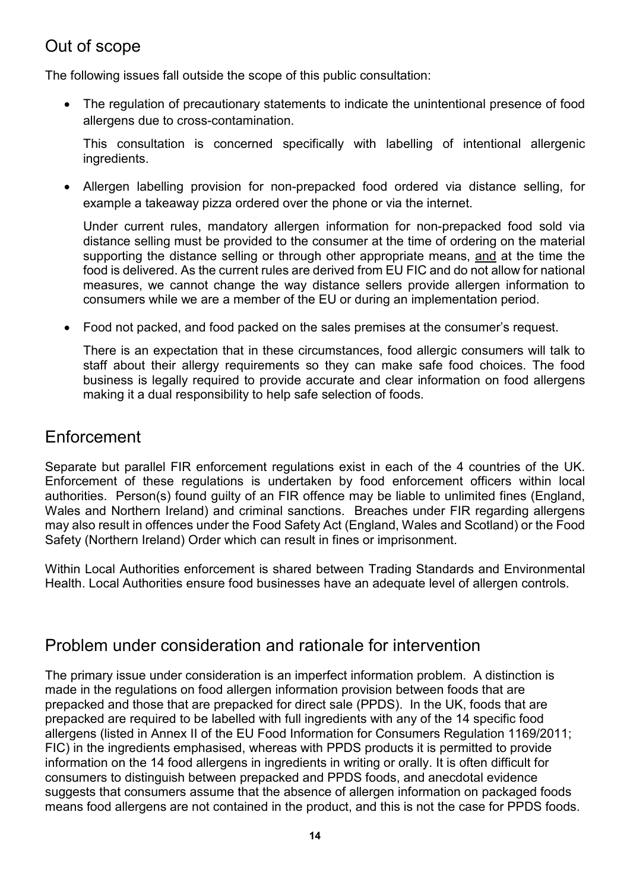## Out of scope

The following issues fall outside the scope of this public consultation:

- The regulation of precautionary statements to indicate the unintentional presence of food allergens due to cross-contamination.

  This consultation is concerned specifically with labelling of intentional allergenic ingredients.

- Allergen labelling provision for non-prepacked food ordered via distance selling, for example a takeaway pizza ordered over the phone or via the internet.

  Under current rules, mandatory allergen information for non-prepacked food sold via distance selling must be provided to the consumer at the time of ordering on the material supporting the distance selling or through other appropriate means, <u>and</u> at the time the food is delivered. As the current rules are derived from EU FIC and do not allow for national measures, we cannot change the way distance sellers provide allergen information to consumers while we are a member of the EU or during an implementation period.

- Food not packed, and food packed on the sales premises at the consumer's request.

  There is an expectation that in these circumstances, food allergic consumers will talk to staff about their allergy requirements so they can make safe food choices. The food business is legally required to provide accurate and clear information on food allergens making it a dual responsibility to help safe selection of foods.

## Enforcement

Separate but parallel FIR enforcement regulations exist in each of the 4 countries of the UK. Enforcement of these regulations is undertaken by food enforcement officers within local authorities. Person(s) found guilty of an FIR offence may be liable to unlimited fines (England, Wales and Northern Ireland) and criminal sanctions. Breaches under FIR regarding allergens may also result in offences under the Food Safety Act (England, Wales and Scotland) or the Food Safety (Northern Ireland) Order which can result in fines or imprisonment.

Within Local Authorities enforcement is shared between Trading Standards and Environmental Health. Local Authorities ensure food businesses have an adequate level of allergen controls.

## Problem under consideration and rationale for intervention

The primary issue under consideration is an imperfect information problem. A distinction is made in the regulations on food allergen information provision between foods that are prepacked and those that are prepacked for direct sale (PPDS). In the UK, foods that are prepacked are required to be labelled with full ingredients with any of the 14 specific food allergens (listed in Annex II of the EU Food Information for Consumers Regulation 1169/2011; FIC) in the ingredients emphasised, whereas with PPDS products it is permitted to provide information on the 14 food allergens in ingredients in writing or orally. It is often difficult for consumers to distinguish between prepacked and PPDS foods, and anecdotal evidence suggests that consumers assume that the absence of allergen information on packaged foods means food allergens are not contained in the product, and this is not the case for PPDS foods.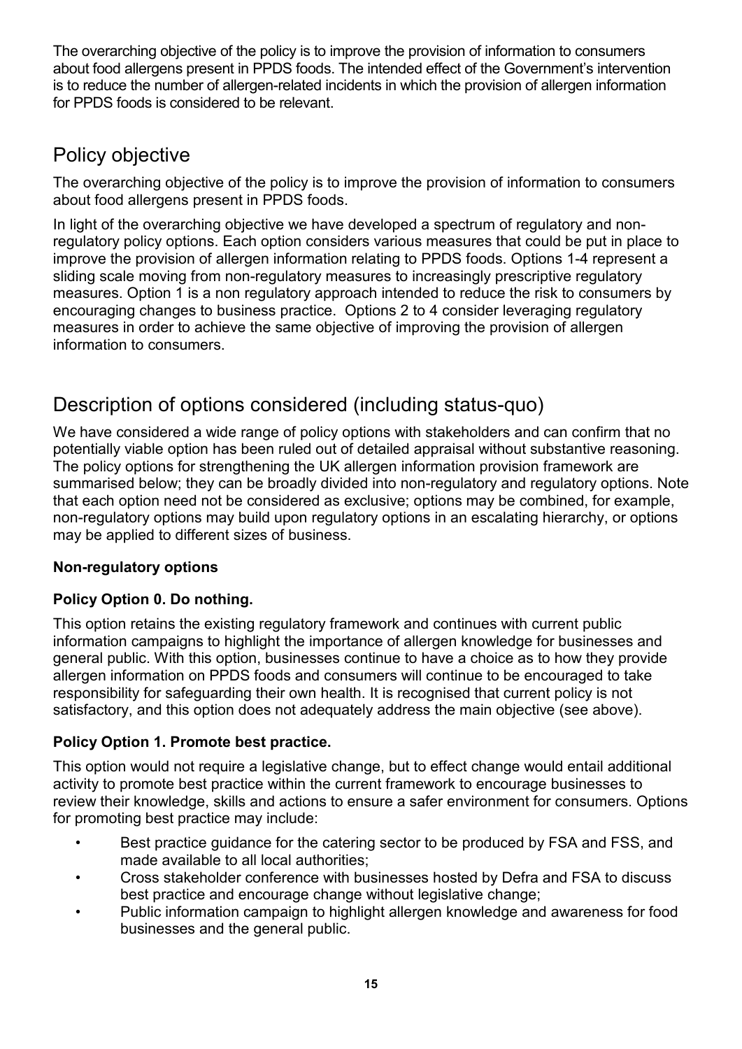The overarching objective of the policy is to improve the provision of information to consumers about food allergens present in PPDS foods. The intended effect of the Government's intervention is to reduce the number of allergen-related incidents in which the provision of allergen information for PPDS foods is considered to be relevant.

## Policy objective

The overarching objective of the policy is to improve the provision of information to consumers about food allergens present in PPDS foods.

In light of the overarching objective we have developed a spectrum of regulatory and non-regulatory policy options. Each option considers various measures that could be put in place to improve the provision of allergen information relating to PPDS foods. Options 1-4 represent a sliding scale moving from non-regulatory measures to increasingly prescriptive regulatory measures. Option 1 is a non regulatory approach intended to reduce the risk to consumers by encouraging changes to business practice. Options 2 to 4 consider leveraging regulatory measures in order to achieve the same objective of improving the provision of allergen information to consumers.

## Description of options considered (including status-quo)

We have considered a wide range of policy options with stakeholders and can confirm that no potentially viable option has been ruled out of detailed appraisal without substantive reasoning. The policy options for strengthening the UK allergen information provision framework are summarised below; they can be broadly divided into non-regulatory and regulatory options. Note that each option need not be considered as exclusive; options may be combined, for example, non-regulatory options may build upon regulatory options in an escalating hierarchy, or options may be applied to different sizes of business.

**Non-regulatory options**

**Policy Option 0. Do nothing.**

This option retains the existing regulatory framework and continues with current public information campaigns to highlight the importance of allergen knowledge for businesses and general public. With this option, businesses continue to have a choice as to how they provide allergen information on PPDS foods and consumers will continue to be encouraged to take responsibility for safeguarding their own health. It is recognised that current policy is not satisfactory, and this option does not adequately address the main objective (see above).

**Policy Option 1. Promote best practice.**

This option would not require a legislative change, but to effect change would entail additional activity to promote best practice within the current framework to encourage businesses to review their knowledge, skills and actions to ensure a safer environment for consumers. Options for promoting best practice may include:

- Best practice guidance for the catering sector to be produced by FSA and FSS, and made available to all local authorities;
- Cross stakeholder conference with businesses hosted by Defra and FSA to discuss best practice and encourage change without legislative change;
- Public information campaign to highlight allergen knowledge and awareness for food businesses and the general public.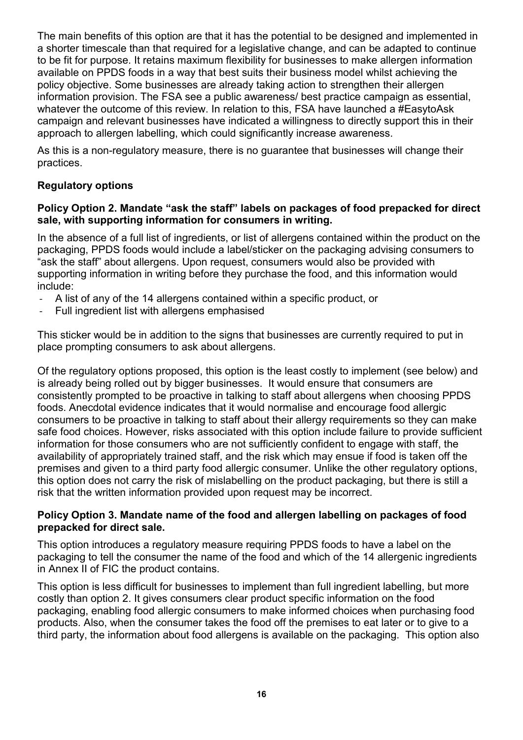The main benefits of this option are that it has the potential to be designed and implemented in a shorter timescale than that required for a legislative change, and can be adapted to continue to be fit for purpose. It retains maximum flexibility for businesses to make allergen information available on PPDS foods in a way that best suits their business model whilst achieving the policy objective. Some businesses are already taking action to strengthen their allergen information provision. The FSA see a public awareness/ best practice campaign as essential, whatever the outcome of this review. In relation to this, FSA have launched a #EasytoAsk campaign and relevant businesses have indicated a willingness to directly support this in their approach to allergen labelling, which could significantly increase awareness.

As this is a non-regulatory measure, there is no guarantee that businesses will change their practices.

**Regulatory options**

**Policy Option 2. Mandate "ask the staff" labels on packages of food prepacked for direct sale, with supporting information for consumers in writing.**

In the absence of a full list of ingredients, or list of allergens contained within the product on the packaging, PPDS foods would include a label/sticker on the packaging advising consumers to "ask the staff" about allergens. Upon request, consumers would also be provided with supporting information in writing before they purchase the food, and this information would include:

- A list of any of the 14 allergens contained within a specific product, or
- Full ingredient list with allergens emphasised

This sticker would be in addition to the signs that businesses are currently required to put in place prompting consumers to ask about allergens.

Of the regulatory options proposed, this option is the least costly to implement (see below) and is already being rolled out by bigger businesses. It would ensure that consumers are consistently prompted to be proactive in talking to staff about allergens when choosing PPDS foods. Anecdotal evidence indicates that it would normalise and encourage food allergic consumers to be proactive in talking to staff about their allergy requirements so they can make safe food choices. However, risks associated with this option include failure to provide sufficient information for those consumers who are not sufficiently confident to engage with staff, the availability of appropriately trained staff, and the risk which may ensue if food is taken off the premises and given to a third party food allergic consumer. Unlike the other regulatory options, this option does not carry the risk of mislabelling on the product packaging, but there is still a risk that the written information provided upon request may be incorrect.

**Policy Option 3. Mandate name of the food and allergen labelling on packages of food prepacked for direct sale.**

This option introduces a regulatory measure requiring PPDS foods to have a label on the packaging to tell the consumer the name of the food and which of the 14 allergenic ingredients in Annex II of FIC the product contains.

This option is less difficult for businesses to implement than full ingredient labelling, but more costly than option 2. It gives consumers clear product specific information on the food packaging, enabling food allergic consumers to make informed choices when purchasing food products. Also, when the consumer takes the food off the premises to eat later or to give to a third party, the information about food allergens is available on the packaging. This option also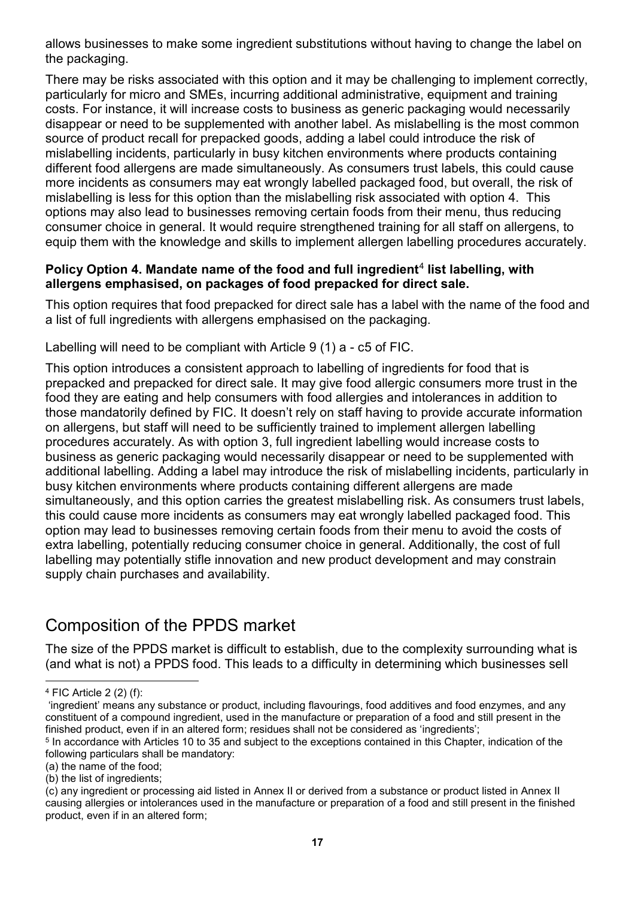allows businesses to make some ingredient substitutions without having to change the label on the packaging.

There may be risks associated with this option and it may be challenging to implement correctly, particularly for micro and SMEs, incurring additional administrative, equipment and training costs. For instance, it will increase costs to business as generic packaging would necessarily disappear or need to be supplemented with another label. As mislabelling is the most common source of product recall for prepacked goods, adding a label could introduce the risk of mislabelling incidents, particularly in busy kitchen environments where products containing different food allergens are made simultaneously. As consumers trust labels, this could cause more incidents as consumers may eat wrongly labelled packaged food, but overall, the risk of mislabelling is less for this option than the mislabelling risk associated with option 4. This options may also lead to businesses removing certain foods from their menu, thus reducing consumer choice in general. It would require strengthened training for all staff on allergens, to equip them with the knowledge and skills to implement allergen labelling procedures accurately.

**Policy Option 4. Mandate name of the food and full ingredient[4] list labelling, with allergens emphasised, on packages of food prepacked for direct sale.**

This option requires that food prepacked for direct sale has a label with the name of the food and a list of full ingredients with allergens emphasised on the packaging.

Labelling will need to be compliant with Article 9 (1) a - c[5] of FIC.

This option introduces a consistent approach to labelling of ingredients for food that is prepacked and prepacked for direct sale. It may give food allergic consumers more trust in the food they are eating and help consumers with food allergies and intolerances in addition to those mandatorily defined by FIC. It doesn't rely on staff having to provide accurate information on allergens, but staff will need to be sufficiently trained to implement allergen labelling procedures accurately. As with option 3, full ingredient labelling would increase costs to business as generic packaging would necessarily disappear or need to be supplemented with additional labelling. Adding a label may introduce the risk of mislabelling incidents, particularly in busy kitchen environments where products containing different allergens are made simultaneously, and this option carries the greatest mislabelling risk. As consumers trust labels, this could cause more incidents as consumers may eat wrongly labelled packaged food. This option may lead to businesses removing certain foods from their menu to avoid the costs of extra labelling, potentially reducing consumer choice in general. Additionally, the cost of full labelling may potentially stifle innovation and new product development and may constrain supply chain purchases and availability.

## Composition of the PPDS market

The size of the PPDS market is difficult to establish, due to the complexity surrounding what is (and what is not) a PPDS food. This leads to a difficulty in determining which businesses sell

---

[4] FIC Article 2 (2) (f):
'ingredient' means any substance or product, including flavourings, food additives and food enzymes, and any constituent of a compound ingredient, used in the manufacture or preparation of a food and still present in the finished product, even if in an altered form; residues shall not be considered as 'ingredients';

[5] In accordance with Articles 10 to 35 and subject to the exceptions contained in this Chapter, indication of the following particulars shall be mandatory:
(a) the name of the food;
(b) the list of ingredients;
(c) any ingredient or processing aid listed in Annex II or derived from a substance or product listed in Annex II causing allergies or intolerances used in the manufacture or preparation of a food and still present in the finished product, even if in an altered form;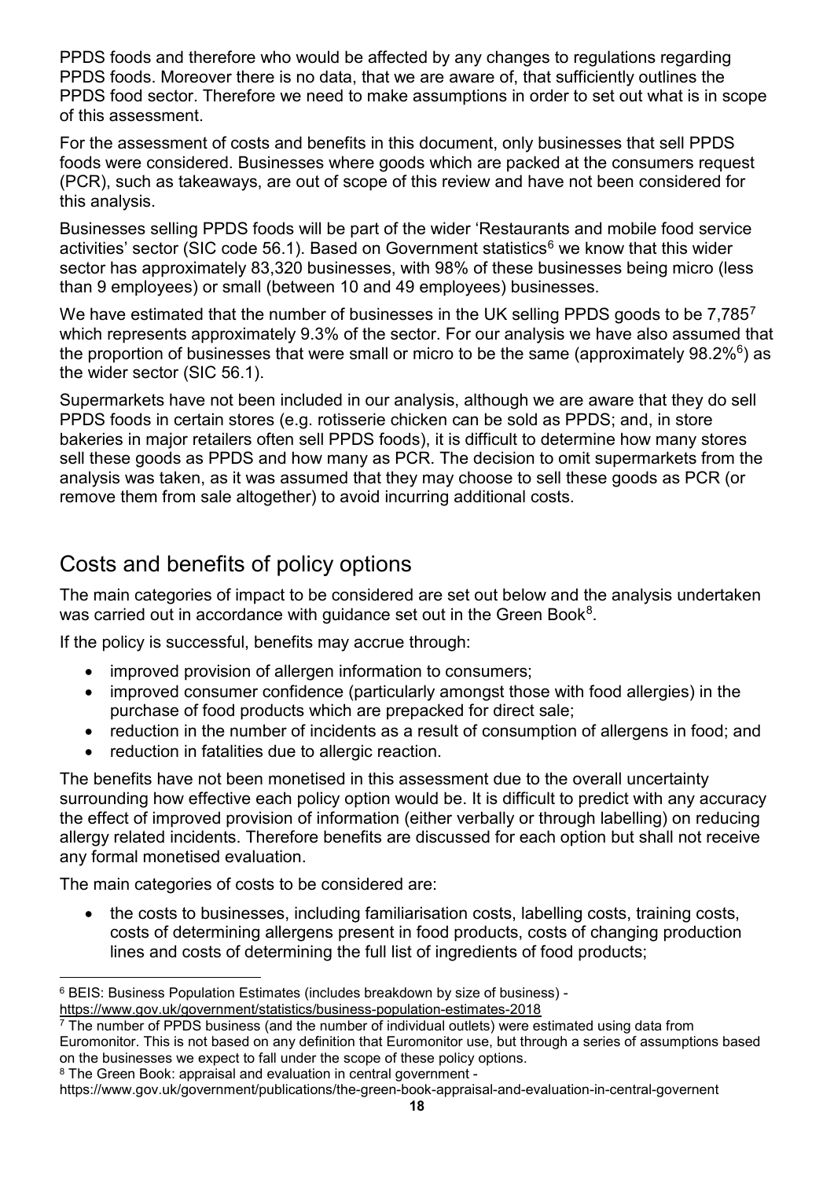PPDS foods and therefore who would be affected by any changes to regulations regarding PPDS foods. Moreover there is no data, that we are aware of, that sufficiently outlines the PPDS food sector. Therefore we need to make assumptions in order to set out what is in scope of this assessment.

For the assessment of costs and benefits in this document, only businesses that sell PPDS foods were considered. Businesses where goods which are packed at the consumers request (PCR), such as takeaways, are out of scope of this review and have not been considered for this analysis.

Businesses selling PPDS foods will be part of the wider 'Restaurants and mobile food service activities' sector (SIC code 56.1). Based on Government statistics[6] we know that this wider sector has approximately 83,320 businesses, with 98% of these businesses being micro (less than 9 employees) or small (between 10 and 49 employees) businesses.

We have estimated that the number of businesses in the UK selling PPDS goods to be 7,785[7] which represents approximately 9.3% of the sector. For our analysis we have also assumed that the proportion of businesses that were small or micro to be the same (approximately 98.2%[6]) as the wider sector (SIC 56.1).

Supermarkets have not been included in our analysis, although we are aware that they do sell PPDS foods in certain stores (e.g. rotisserie chicken can be sold as PPDS; and, in store bakeries in major retailers often sell PPDS foods), it is difficult to determine how many stores sell these goods as PPDS and how many as PCR. The decision to omit supermarkets from the analysis was taken, as it was assumed that they may choose to sell these goods as PCR (or remove them from sale altogether) to avoid incurring additional costs.

## Costs and benefits of policy options

The main categories of impact to be considered are set out below and the analysis undertaken was carried out in accordance with guidance set out in the Green Book[8].

If the policy is successful, benefits may accrue through:

- improved provision of allergen information to consumers;
- improved consumer confidence (particularly amongst those with food allergies) in the purchase of food products which are prepacked for direct sale;
- reduction in the number of incidents as a result of consumption of allergens in food; and
- reduction in fatalities due to allergic reaction.

The benefits have not been monetised in this assessment due to the overall uncertainty surrounding how effective each policy option would be. It is difficult to predict with any accuracy the effect of improved provision of information (either verbally or through labelling) on reducing allergy related incidents. Therefore benefits are discussed for each option but shall not receive any formal monetised evaluation.

The main categories of costs to be considered are:

- the costs to businesses, including familiarisation costs, labelling costs, training costs, costs of determining allergens present in food products, costs of changing production lines and costs of determining the full list of ingredients of food products;

---

[6] BEIS: Business Population Estimates (includes breakdown by size of business) - https://www.gov.uk/government/statistics/business-population-estimates-2018

[7] The number of PPDS business (and the number of individual outlets) were estimated using data from Euromonitor. This is not based on any definition that Euromonitor use, but through a series of assumptions based on the businesses we expect to fall under the scope of these policy options.

[8] The Green Book: appraisal and evaluation in central government - https://www.gov.uk/government/publications/the-green-book-appraisal-and-evaluation-in-central-governent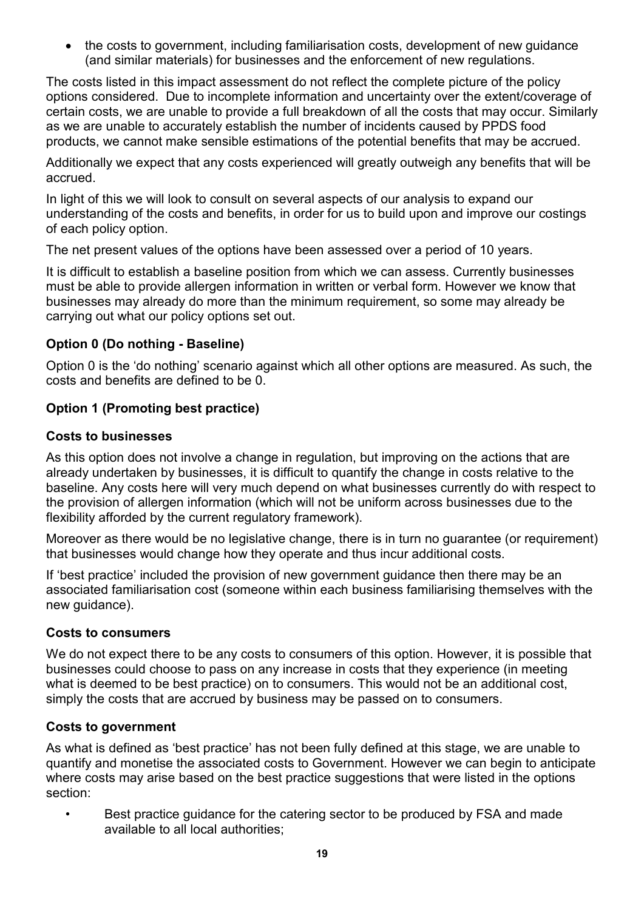- the costs to government, including familiarisation costs, development of new guidance (and similar materials) for businesses and the enforcement of new regulations.

The costs listed in this impact assessment do not reflect the complete picture of the policy options considered. Due to incomplete information and uncertainty over the extent/coverage of certain costs, we are unable to provide a full breakdown of all the costs that may occur. Similarly as we are unable to accurately establish the number of incidents caused by PPDS food products, we cannot make sensible estimations of the potential benefits that may be accrued.

Additionally we expect that any costs experienced will greatly outweigh any benefits that will be accrued.

In light of this we will look to consult on several aspects of our analysis to expand our understanding of the costs and benefits, in order for us to build upon and improve our costings of each policy option.

The net present values of the options have been assessed over a period of 10 years.

It is difficult to establish a baseline position from which we can assess. Currently businesses must be able to provide allergen information in written or verbal form. However we know that businesses may already do more than the minimum requirement, so some may already be carrying out what our policy options set out.

### Option 0 (Do nothing - Baseline)

Option 0 is the 'do nothing' scenario against which all other options are measured. As such, the costs and benefits are defined to be 0.

### Option 1 (Promoting best practice)

#### Costs to businesses

As this option does not involve a change in regulation, but improving on the actions that are already undertaken by businesses, it is difficult to quantify the change in costs relative to the baseline. Any costs here will very much depend on what businesses currently do with respect to the provision of allergen information (which will not be uniform across businesses due to the flexibility afforded by the current regulatory framework).

Moreover as there would be no legislative change, there is in turn no guarantee (or requirement) that businesses would change how they operate and thus incur additional costs.

If 'best practice' included the provision of new government guidance then there may be an associated familiarisation cost (someone within each business familiarising themselves with the new guidance).

#### Costs to consumers

We do not expect there to be any costs to consumers of this option. However, it is possible that businesses could choose to pass on any increase in costs that they experience (in meeting what is deemed to be best practice) on to consumers. This would not be an additional cost, simply the costs that are accrued by business may be passed on to consumers.

#### Costs to government

As what is defined as 'best practice' has not been fully defined at this stage, we are unable to quantify and monetise the associated costs to Government. However we can begin to anticipate where costs may arise based on the best practice suggestions that were listed in the options section:

- Best practice guidance for the catering sector to be produced by FSA and made available to all local authorities;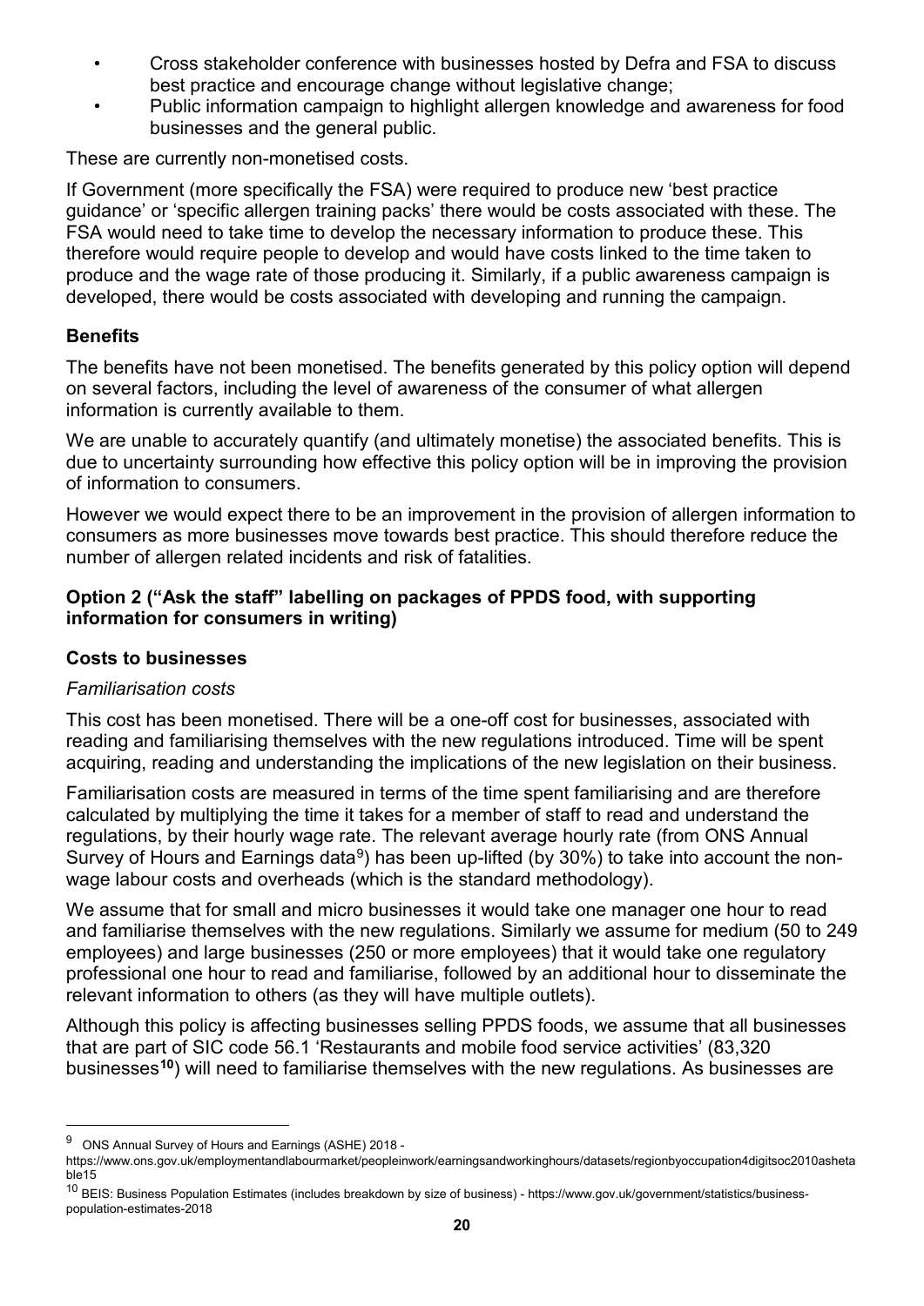- Cross stakeholder conference with businesses hosted by Defra and FSA to discuss best practice and encourage change without legislative change;
- Public information campaign to highlight allergen knowledge and awareness for food businesses and the general public.

These are currently non-monetised costs.

If Government (more specifically the FSA) were required to produce new 'best practice guidance' or 'specific allergen training packs' there would be costs associated with these. The FSA would need to take time to develop the necessary information to produce these. This therefore would require people to develop and would have costs linked to the time taken to produce and the wage rate of those producing it. Similarly, if a public awareness campaign is developed, there would be costs associated with developing and running the campaign.

### Benefits

The benefits have not been monetised. The benefits generated by this policy option will depend on several factors, including the level of awareness of the consumer of what allergen information is currently available to them.

We are unable to accurately quantify (and ultimately monetise) the associated benefits. This is due to uncertainty surrounding how effective this policy option will be in improving the provision of information to consumers.

However we would expect there to be an improvement in the provision of allergen information to consumers as more businesses move towards best practice. This should therefore reduce the number of allergen related incidents and risk of fatalities.

### Option 2 ("Ask the staff" labelling on packages of PPDS food, with supporting information for consumers in writing)

### Costs to businesses

*Familiarisation costs*

This cost has been monetised. There will be a one-off cost for businesses, associated with reading and familiarising themselves with the new regulations introduced. Time will be spent acquiring, reading and understanding the implications of the new legislation on their business.

Familiarisation costs are measured in terms of the time spent familiarising and are therefore calculated by multiplying the time it takes for a member of staff to read and understand the regulations, by their hourly wage rate. The relevant average hourly rate (from ONS Annual Survey of Hours and Earnings data[9]) has been up-lifted (by 30%) to take into account the non-wage labour costs and overheads (which is the standard methodology).

We assume that for small and micro businesses it would take one manager one hour to read and familiarise themselves with the new regulations. Similarly we assume for medium (50 to 249 employees) and large businesses (250 or more employees) that it would take one regulatory professional one hour to read and familiarise, followed by an additional hour to disseminate the relevant information to others (as they will have multiple outlets).

Although this policy is affecting businesses selling PPDS foods, we assume that all businesses that are part of SIC code 56.1 'Restaurants and mobile food service activities' (83,320 businesses[10]) will need to familiarise themselves with the new regulations. As businesses are

---

[9] ONS Annual Survey of Hours and Earnings (ASHE) 2018 - https://www.ons.gov.uk/employmentandlabourmarket/peopleinwork/earningsandworkinghours/datasets/regionbyoccupation4digitsoc2010ashetable15

[10] BEIS: Business Population Estimates (includes breakdown by size of business) - https://www.gov.uk/government/statistics/business-population-estimates-2018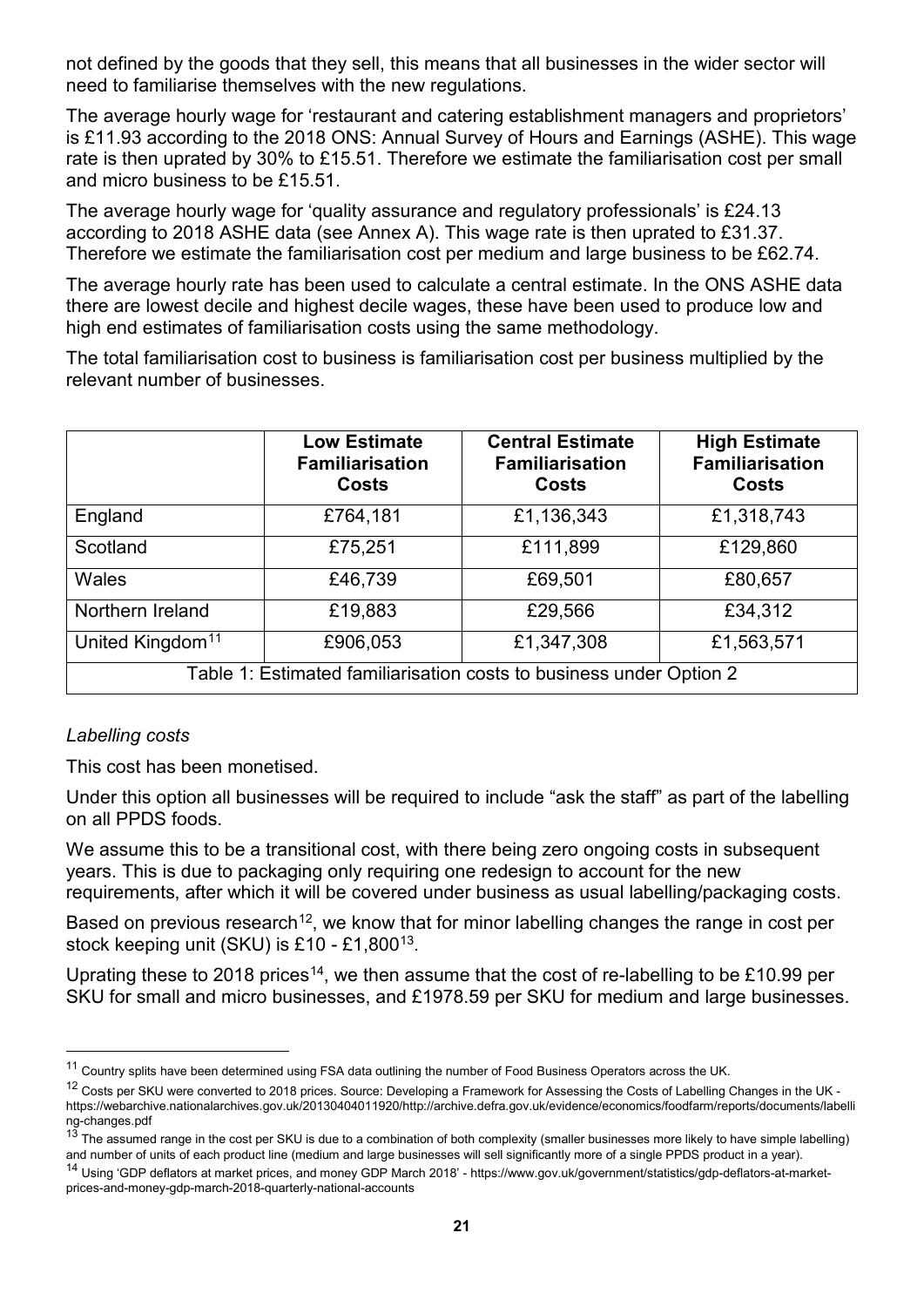not defined by the goods that they sell, this means that all businesses in the wider sector will need to familiarise themselves with the new regulations.

The average hourly wage for 'restaurant and catering establishment managers and proprietors' is £11.93 according to the 2018 ONS: Annual Survey of Hours and Earnings (ASHE). This wage rate is then uprated by 30% to £15.51. Therefore we estimate the familiarisation cost per small and micro business to be £15.51.

The average hourly wage for 'quality assurance and regulatory professionals' is £24.13 according to 2018 ASHE data (see Annex A). This wage rate is then uprated to £31.37. Therefore we estimate the familiarisation cost per medium and large business to be £62.74.

The average hourly rate has been used to calculate a central estimate. In the ONS ASHE data there are lowest decile and highest decile wages, these have been used to produce low and high end estimates of familiarisation costs using the same methodology.

The total familiarisation cost to business is familiarisation cost per business multiplied by the relevant number of businesses.

| | Low Estimate Familiarisation Costs | Central Estimate Familiarisation Costs | High Estimate Familiarisation Costs |
|---|---|---|---|
| England | £764,181 | £1,136,343 | £1,318,743 |
| Scotland | £75,251 | £111,899 | £129,860 |
| Wales | £46,739 | £69,501 | £80,657 |
| Northern Ireland | £19,883 | £29,566 | £34,312 |
| United Kingdom[11] | £906,053 | £1,347,308 | £1,563,571 |

Table 1: Estimated familiarisation costs to business under Option 2

*Labelling costs*

This cost has been monetised.

Under this option all businesses will be required to include "ask the staff" as part of the labelling on all PPDS foods.

We assume this to be a transitional cost, with there being zero ongoing costs in subsequent years. This is due to packaging only requiring one redesign to account for the new requirements, after which it will be covered under business as usual labelling/packaging costs.

Based on previous research[12], we know that for minor labelling changes the range in cost per stock keeping unit (SKU) is £10 - £1,800[13].

Uprating these to 2018 prices[14], we then assume that the cost of re-labelling to be £10.99 per SKU for small and micro businesses, and £1978.59 per SKU for medium and large businesses.

---

[11] Country splits have been determined using FSA data outlining the number of Food Business Operators across the UK.

[12] Costs per SKU were converted to 2018 prices. Source: Developing a Framework for Assessing the Costs of Labelling Changes in the UK - https://webarchive.nationalarchives.gov.uk/20130404011920/http://archive.defra.gov.uk/evidence/economics/foodfarm/reports/documents/labelling-changes.pdf

[13] The assumed range in the cost per SKU is due to a combination of both complexity (smaller businesses more likely to have simple labelling) and number of units of each product line (medium and large businesses will sell significantly more of a single PPDS product in a year).

[14] Using 'GDP deflators at market prices, and money GDP March 2018' - https://www.gov.uk/government/statistics/gdp-deflators-at-market-prices-and-money-gdp-march-2018-quarterly-national-accounts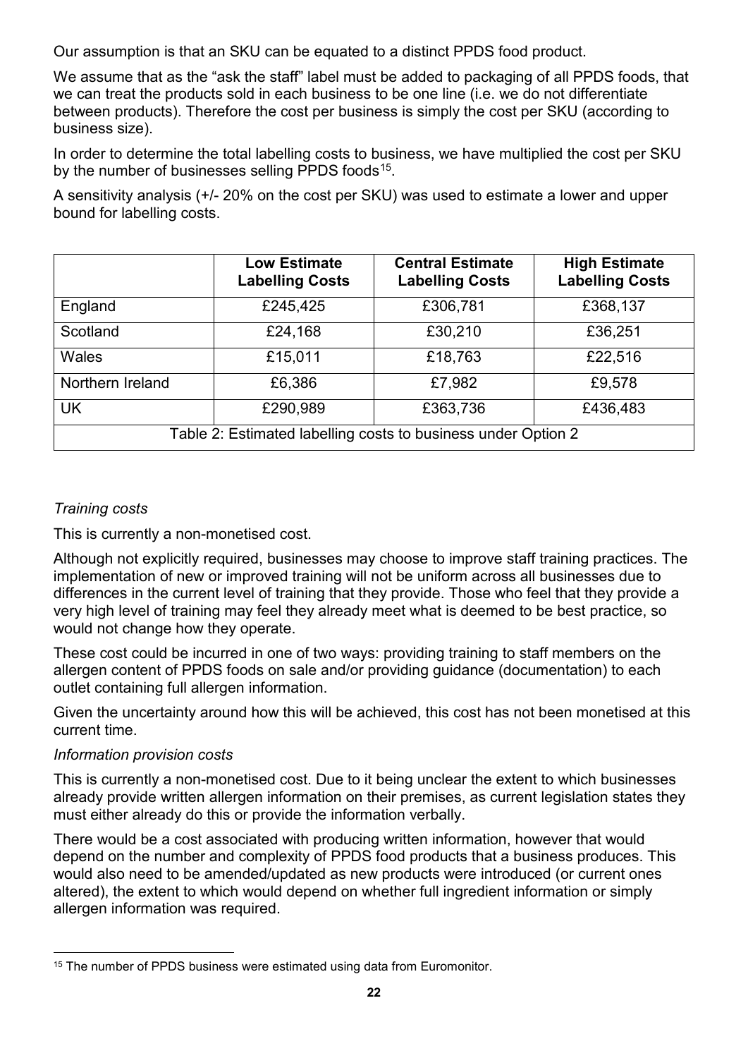Our assumption is that an SKU can be equated to a distinct PPDS food product.

We assume that as the "ask the staff" label must be added to packaging of all PPDS foods, that we can treat the products sold in each business to be one line (i.e. we do not differentiate between products). Therefore the cost per business is simply the cost per SKU (according to business size).

In order to determine the total labelling costs to business, we have multiplied the cost per SKU by the number of businesses selling PPDS foods[15].

A sensitivity analysis (+/- 20% on the cost per SKU) was used to estimate a lower and upper bound for labelling costs.

| | Low Estimate Labelling Costs | Central Estimate Labelling Costs | High Estimate Labelling Costs |
|---|---|---|---|
| England | £245,425 | £306,781 | £368,137 |
| Scotland | £24,168 | £30,210 | £36,251 |
| Wales | £15,011 | £18,763 | £22,516 |
| Northern Ireland | £6,386 | £7,982 | £9,578 |
| UK | £290,989 | £363,736 | £436,483 |

Table 2: Estimated labelling costs to business under Option 2

*Training costs*

This is currently a non-monetised cost.

Although not explicitly required, businesses may choose to improve staff training practices. The implementation of new or improved training will not be uniform across all businesses due to differences in the current level of training that they provide. Those who feel that they provide a very high level of training may feel they already meet what is deemed to be best practice, so would not change how they operate.

These cost could be incurred in one of two ways: providing training to staff members on the allergen content of PPDS foods on sale and/or providing guidance (documentation) to each outlet containing full allergen information.

Given the uncertainty around how this will be achieved, this cost has not been monetised at this current time.

*Information provision costs*

This is currently a non-monetised cost. Due to it being unclear the extent to which businesses already provide written allergen information on their premises, as current legislation states they must either already do this or provide the information verbally.

There would be a cost associated with producing written information, however that would depend on the number and complexity of PPDS food products that a business produces. This would also need to be amended/updated as new products were introduced (or current ones altered), the extent to which would depend on whether full ingredient information or simply allergen information was required.

[15] The number of PPDS business were estimated using data from Euromonitor.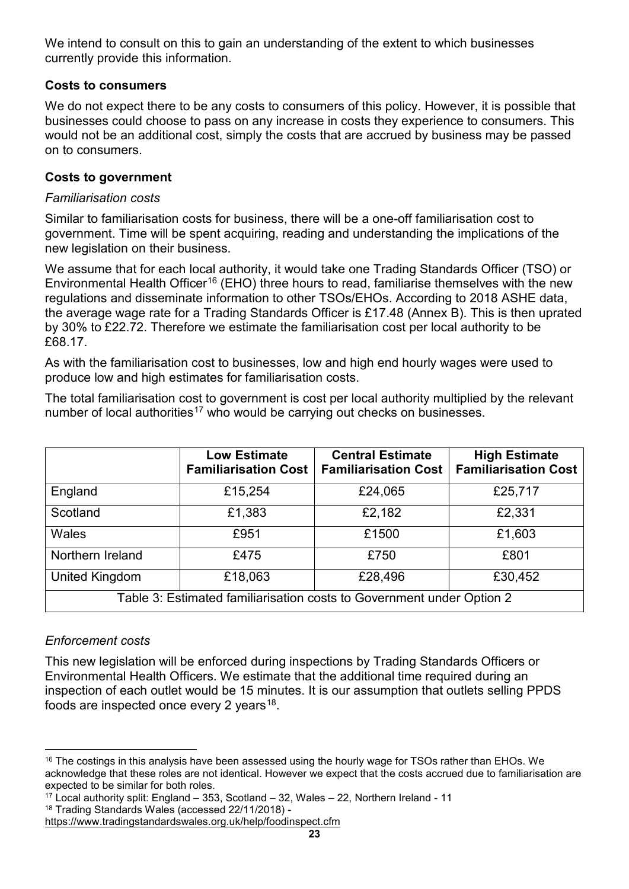We intend to consult on this to gain an understanding of the extent to which businesses currently provide this information.

**Costs to consumers**

We do not expect there to be any costs to consumers of this policy. However, it is possible that businesses could choose to pass on any increase in costs they experience to consumers. This would not be an additional cost, simply the costs that are accrued by business may be passed on to consumers.

**Costs to government**

*Familiarisation costs*

Similar to familiarisation costs for business, there will be a one-off familiarisation cost to government. Time will be spent acquiring, reading and understanding the implications of the new legislation on their business.

We assume that for each local authority, it would take one Trading Standards Officer (TSO) or Environmental Health Officer[16] (EHO) three hours to read, familiarise themselves with the new regulations and disseminate information to other TSOs/EHOs. According to 2018 ASHE data, the average wage rate for a Trading Standards Officer is £17.48 (Annex B). This is then uprated by 30% to £22.72. Therefore we estimate the familiarisation cost per local authority to be £68.17.

As with the familiarisation cost to businesses, low and high end hourly wages were used to produce low and high estimates for familiarisation costs.

The total familiarisation cost to government is cost per local authority multiplied by the relevant number of local authorities[17] who would be carrying out checks on businesses.

| | Low Estimate Familiarisation Cost | Central Estimate Familiarisation Cost | High Estimate Familiarisation Cost |
|---|---|---|---|
| England | £15,254 | £24,065 | £25,717 |
| Scotland | £1,383 | £2,182 | £2,331 |
| Wales | £951 | £1500 | £1,603 |
| Northern Ireland | £475 | £750 | £801 |
| United Kingdom | £18,063 | £28,496 | £30,452 |

Table 3: Estimated familiarisation costs to Government under Option 2

*Enforcement costs*

This new legislation will be enforced during inspections by Trading Standards Officers or Environmental Health Officers. We estimate that the additional time required during an inspection of each outlet would be 15 minutes. It is our assumption that outlets selling PPDS foods are inspected once every 2 years[18].

---

[16] The costings in this analysis have been assessed using the hourly wage for TSOs rather than EHOs. We acknowledge that these roles are not identical. However we expect that the costs accrued due to familiarisation are expected to be similar for both roles.

[17] Local authority split: England – 353, Scotland – 32, Wales – 22, Northern Ireland - 11

[18] Trading Standards Wales (accessed 22/11/2018) - https://www.tradingstandardswales.org.uk/help/foodinspect.cfm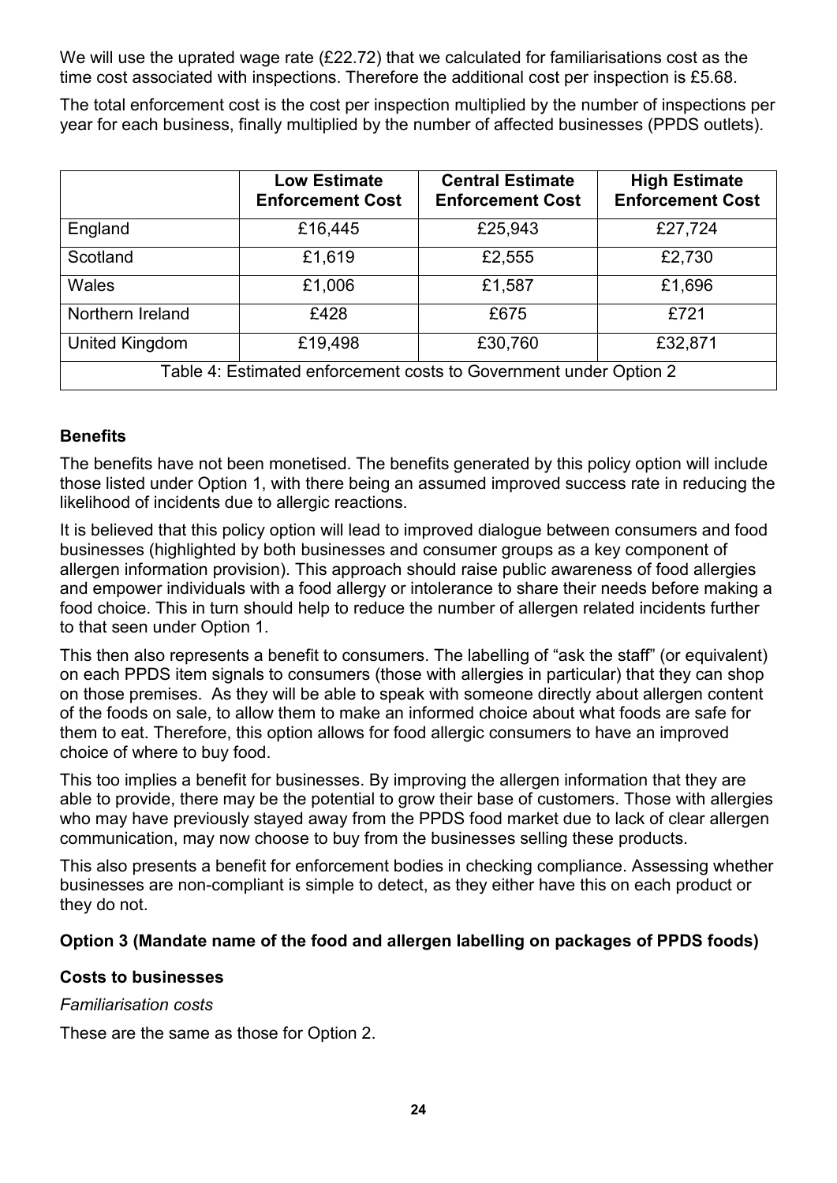We will use the uprated wage rate (£22.72) that we calculated for familiarisations cost as the time cost associated with inspections. Therefore the additional cost per inspection is £5.68.

The total enforcement cost is the cost per inspection multiplied by the number of inspections per year for each business, finally multiplied by the number of affected businesses (PPDS outlets).

| | Low Estimate Enforcement Cost | Central Estimate Enforcement Cost | High Estimate Enforcement Cost |
|---|---|---|---|
| England | £16,445 | £25,943 | £27,724 |
| Scotland | £1,619 | £2,555 | £2,730 |
| Wales | £1,006 | £1,587 | £1,696 |
| Northern Ireland | £428 | £675 | £721 |
| United Kingdom | £19,498 | £30,760 | £32,871 |

Table 4: Estimated enforcement costs to Government under Option 2

**Benefits**

The benefits have not been monetised. The benefits generated by this policy option will include those listed under Option 1, with there being an assumed improved success rate in reducing the likelihood of incidents due to allergic reactions.

It is believed that this policy option will lead to improved dialogue between consumers and food businesses (highlighted by both businesses and consumer groups as a key component of allergen information provision). This approach should raise public awareness of food allergies and empower individuals with a food allergy or intolerance to share their needs before making a food choice. This in turn should help to reduce the number of allergen related incidents further to that seen under Option 1.

This then also represents a benefit to consumers. The labelling of "ask the staff" (or equivalent) on each PPDS item signals to consumers (those with allergies in particular) that they can shop on those premises. As they will be able to speak with someone directly about allergen content of the foods on sale, to allow them to make an informed choice about what foods are safe for them to eat. Therefore, this option allows for food allergic consumers to have an improved choice of where to buy food.

This too implies a benefit for businesses. By improving the allergen information that they are able to provide, there may be the potential to grow their base of customers. Those with allergies who may have previously stayed away from the PPDS food market due to lack of clear allergen communication, may now choose to buy from the businesses selling these products.

This also presents a benefit for enforcement bodies in checking compliance. Assessing whether businesses are non-compliant is simple to detect, as they either have this on each product or they do not.

**Option 3 (Mandate name of the food and allergen labelling on packages of PPDS foods)**

**Costs to businesses**

*Familiarisation costs*

These are the same as those for Option 2.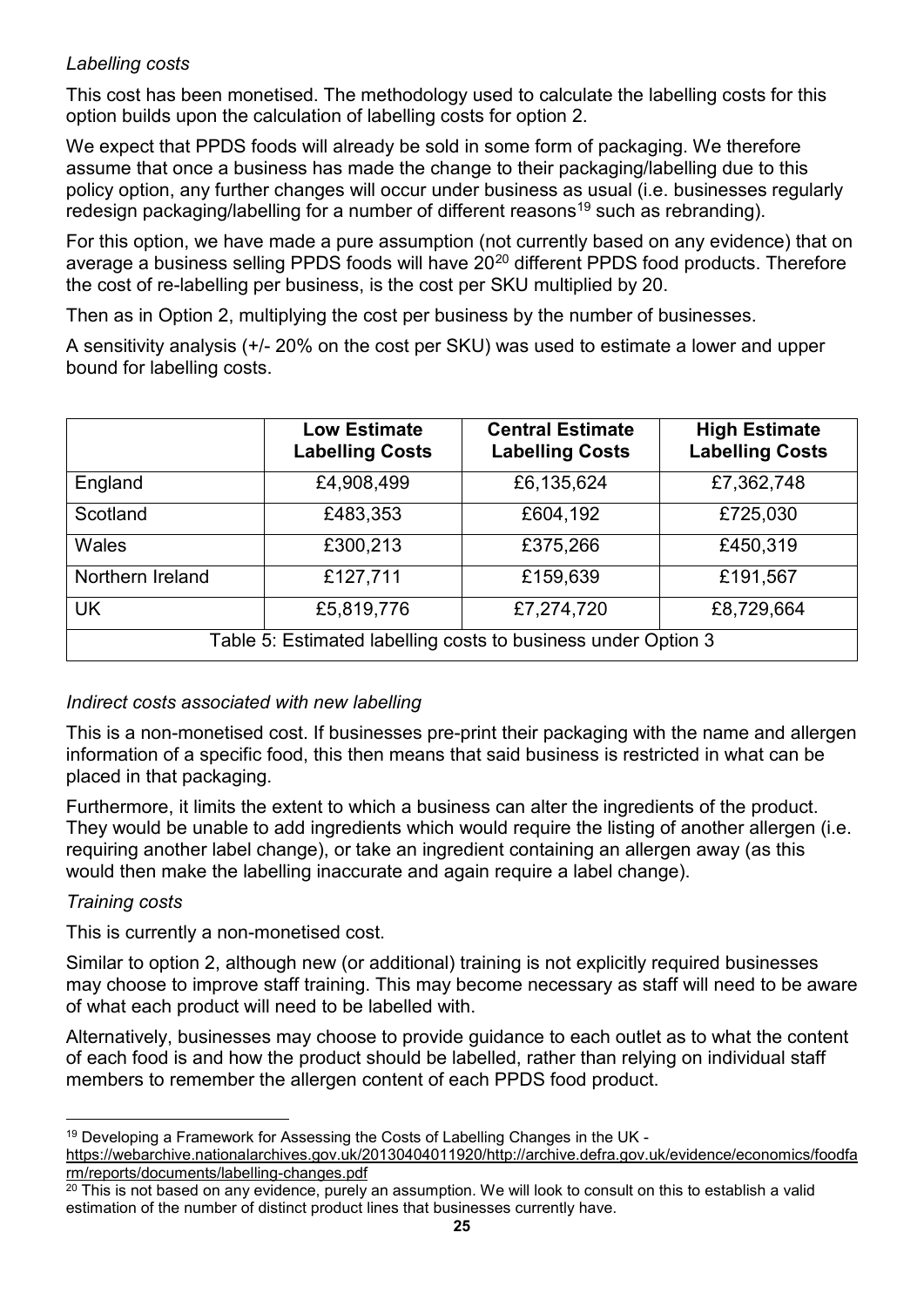*Labelling costs*

This cost has been monetised. The methodology used to calculate the labelling costs for this option builds upon the calculation of labelling costs for option 2.

We expect that PPDS foods will already be sold in some form of packaging. We therefore assume that once a business has made the change to their packaging/labelling due to this policy option, any further changes will occur under business as usual (i.e. businesses regularly redesign packaging/labelling for a number of different reasons[19] such as rebranding).

For this option, we have made a pure assumption (not currently based on any evidence) that on average a business selling PPDS foods will have 20[20] different PPDS food products. Therefore the cost of re-labelling per business, is the cost per SKU multiplied by 20.

Then as in Option 2, multiplying the cost per business by the number of businesses.

A sensitivity analysis (+/- 20% on the cost per SKU) was used to estimate a lower and upper bound for labelling costs.

| | **Low Estimate Labelling Costs** | **Central Estimate Labelling Costs** | **High Estimate Labelling Costs** |
|---|---|---|---|
| England | £4,908,499 | £6,135,624 | £7,362,748 |
| Scotland | £483,353 | £604,192 | £725,030 |
| Wales | £300,213 | £375,266 | £450,319 |
| Northern Ireland | £127,711 | £159,639 | £191,567 |
| UK | £5,819,776 | £7,274,720 | £8,729,664 |

Table 5: Estimated labelling costs to business under Option 3

*Indirect costs associated with new labelling*

This is a non-monetised cost. If businesses pre-print their packaging with the name and allergen information of a specific food, this then means that said business is restricted in what can be placed in that packaging.

Furthermore, it limits the extent to which a business can alter the ingredients of the product. They would be unable to add ingredients which would require the listing of another allergen (i.e. requiring another label change), or take an ingredient containing an allergen away (as this would then make the labelling inaccurate and again require a label change).

*Training costs*

This is currently a non-monetised cost.

Similar to option 2, although new (or additional) training is not explicitly required businesses may choose to improve staff training. This may become necessary as staff will need to be aware of what each product will need to be labelled with.

Alternatively, businesses may choose to provide guidance to each outlet as to what the content of each food is and how the product should be labelled, rather than relying on individual staff members to remember the allergen content of each PPDS food product.

---

[19] Developing a Framework for Assessing the Costs of Labelling Changes in the UK - https://webarchive.nationalarchives.gov.uk/20130404011920/http://archive.defra.gov.uk/evidence/economics/foodfarm/reports/documents/labelling-changes.pdf

[20] This is not based on any evidence, purely an assumption. We will look to consult on this to establish a valid estimation of the number of distinct product lines that businesses currently have.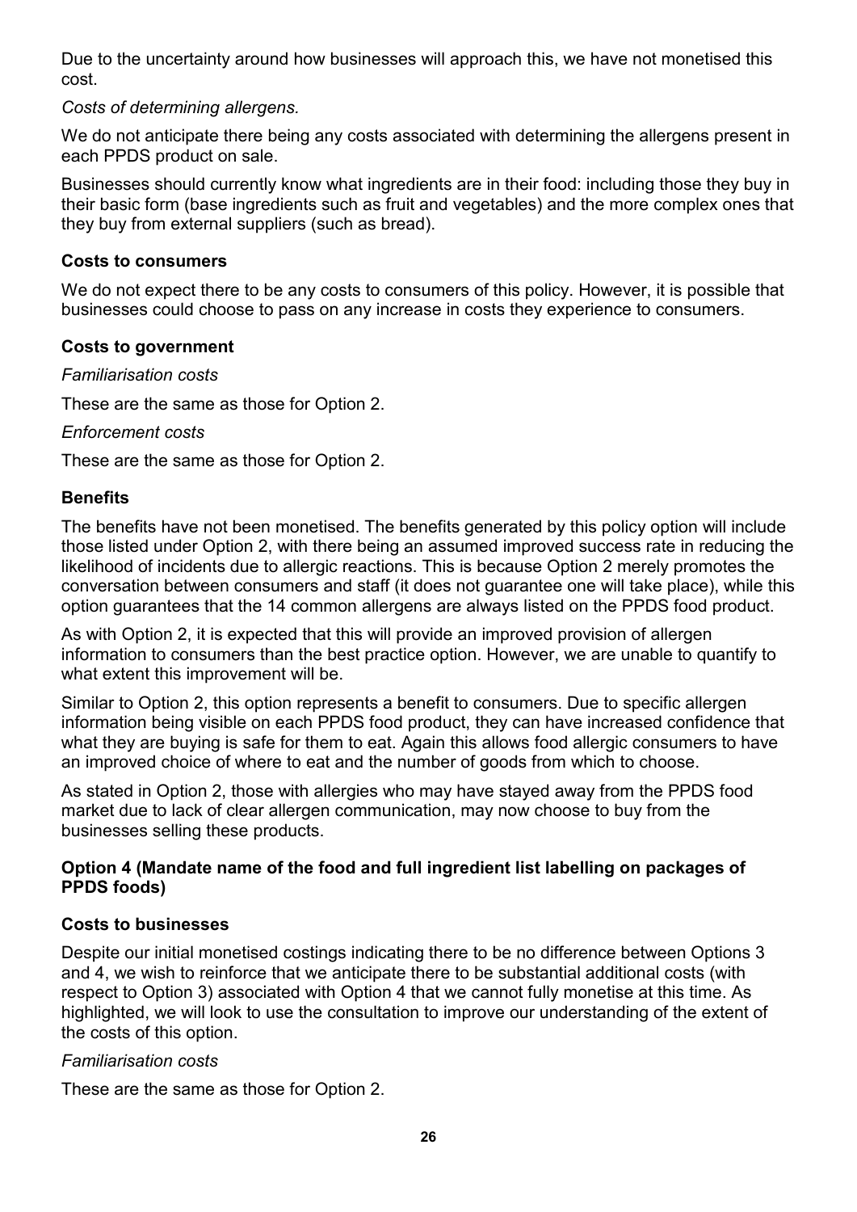Due to the uncertainty around how businesses will approach this, we have not monetised this cost.

*Costs of determining allergens.*

We do not anticipate there being any costs associated with determining the allergens present in each PPDS product on sale.

Businesses should currently know what ingredients are in their food: including those they buy in their basic form (base ingredients such as fruit and vegetables) and the more complex ones that they buy from external suppliers (such as bread).

**Costs to consumers**

We do not expect there to be any costs to consumers of this policy. However, it is possible that businesses could choose to pass on any increase in costs they experience to consumers.

**Costs to government**

*Familiarisation costs*

These are the same as those for Option 2.

*Enforcement costs*

These are the same as those for Option 2.

**Benefits**

The benefits have not been monetised. The benefits generated by this policy option will include those listed under Option 2, with there being an assumed improved success rate in reducing the likelihood of incidents due to allergic reactions. This is because Option 2 merely promotes the conversation between consumers and staff (it does not guarantee one will take place), while this option guarantees that the 14 common allergens are always listed on the PPDS food product.

As with Option 2, it is expected that this will provide an improved provision of allergen information to consumers than the best practice option. However, we are unable to quantify to what extent this improvement will be.

Similar to Option 2, this option represents a benefit to consumers. Due to specific allergen information being visible on each PPDS food product, they can have increased confidence that what they are buying is safe for them to eat. Again this allows food allergic consumers to have an improved choice of where to eat and the number of goods from which to choose.

As stated in Option 2, those with allergies who may have stayed away from the PPDS food market due to lack of clear allergen communication, may now choose to buy from the businesses selling these products.

**Option 4 (Mandate name of the food and full ingredient list labelling on packages of PPDS foods)**

**Costs to businesses**

Despite our initial monetised costings indicating there to be no difference between Options 3 and 4, we wish to reinforce that we anticipate there to be substantial additional costs (with respect to Option 3) associated with Option 4 that we cannot fully monetise at this time. As highlighted, we will look to use the consultation to improve our understanding of the extent of the costs of this option.

*Familiarisation costs*

These are the same as those for Option 2.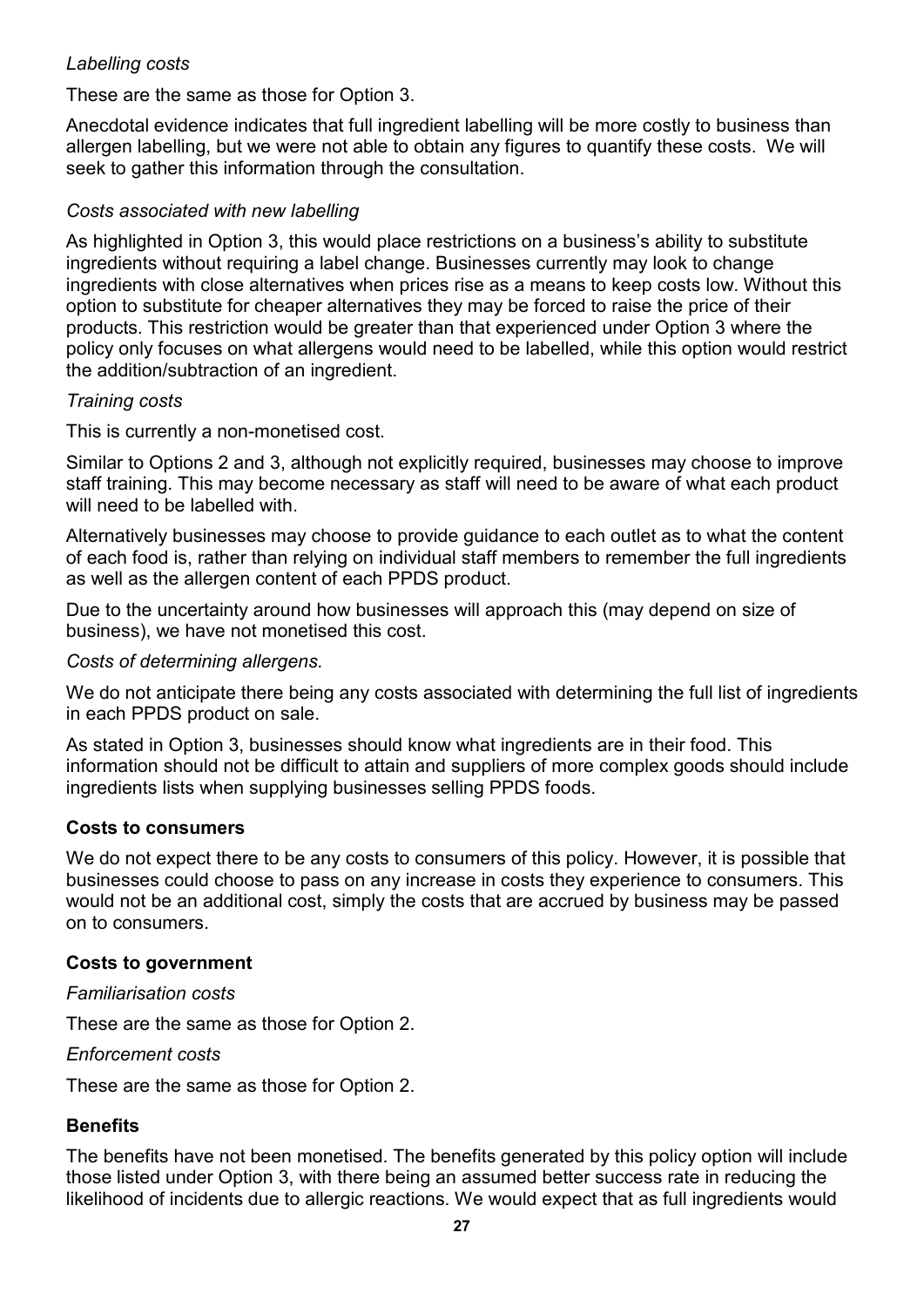*Labelling costs*

These are the same as those for Option 3.

Anecdotal evidence indicates that full ingredient labelling will be more costly to business than allergen labelling, but we were not able to obtain any figures to quantify these costs. We will seek to gather this information through the consultation.

*Costs associated with new labelling*

As highlighted in Option 3, this would place restrictions on a business's ability to substitute ingredients without requiring a label change. Businesses currently may look to change ingredients with close alternatives when prices rise as a means to keep costs low. Without this option to substitute for cheaper alternatives they may be forced to raise the price of their products. This restriction would be greater than that experienced under Option 3 where the policy only focuses on what allergens would need to be labelled, while this option would restrict the addition/subtraction of an ingredient.

*Training costs*

This is currently a non-monetised cost.

Similar to Options 2 and 3, although not explicitly required, businesses may choose to improve staff training. This may become necessary as staff will need to be aware of what each product will need to be labelled with.

Alternatively businesses may choose to provide guidance to each outlet as to what the content of each food is, rather than relying on individual staff members to remember the full ingredients as well as the allergen content of each PPDS product.

Due to the uncertainty around how businesses will approach this (may depend on size of business), we have not monetised this cost.

*Costs of determining allergens.*

We do not anticipate there being any costs associated with determining the full list of ingredients in each PPDS product on sale.

As stated in Option 3, businesses should know what ingredients are in their food. This information should not be difficult to attain and suppliers of more complex goods should include ingredients lists when supplying businesses selling PPDS foods.

**Costs to consumers**

We do not expect there to be any costs to consumers of this policy. However, it is possible that businesses could choose to pass on any increase in costs they experience to consumers. This would not be an additional cost, simply the costs that are accrued by business may be passed on to consumers.

**Costs to government**

*Familiarisation costs*

These are the same as those for Option 2.

*Enforcement costs*

These are the same as those for Option 2.

**Benefits**

The benefits have not been monetised. The benefits generated by this policy option will include those listed under Option 3, with there being an assumed better success rate in reducing the likelihood of incidents due to allergic reactions. We would expect that as full ingredients would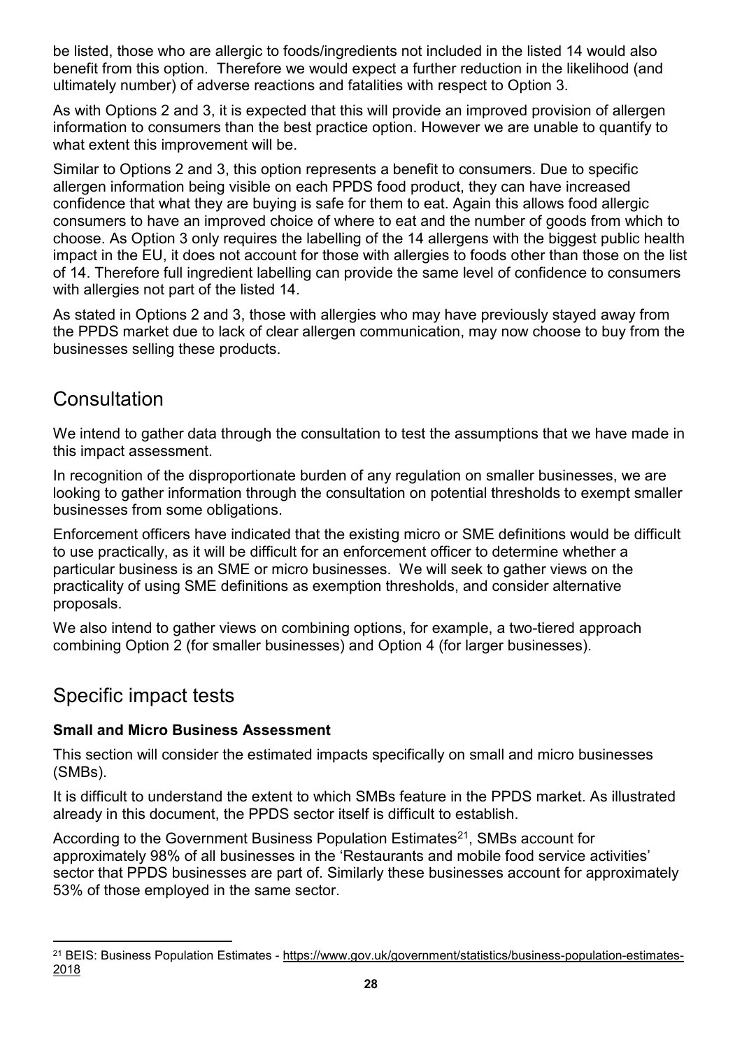be listed, those who are allergic to foods/ingredients not included in the listed 14 would also benefit from this option. Therefore we would expect a further reduction in the likelihood (and ultimately number) of adverse reactions and fatalities with respect to Option 3.

As with Options 2 and 3, it is expected that this will provide an improved provision of allergen information to consumers than the best practice option. However we are unable to quantify to what extent this improvement will be.

Similar to Options 2 and 3, this option represents a benefit to consumers. Due to specific allergen information being visible on each PPDS food product, they can have increased confidence that what they are buying is safe for them to eat. Again this allows food allergic consumers to have an improved choice of where to eat and the number of goods from which to choose. As Option 3 only requires the labelling of the 14 allergens with the biggest public health impact in the EU, it does not account for those with allergies to foods other than those on the list of 14. Therefore full ingredient labelling can provide the same level of confidence to consumers with allergies not part of the listed 14.

As stated in Options 2 and 3, those with allergies who may have previously stayed away from the PPDS market due to lack of clear allergen communication, may now choose to buy from the businesses selling these products.

## Consultation

We intend to gather data through the consultation to test the assumptions that we have made in this impact assessment.

In recognition of the disproportionate burden of any regulation on smaller businesses, we are looking to gather information through the consultation on potential thresholds to exempt smaller businesses from some obligations.

Enforcement officers have indicated that the existing micro or SME definitions would be difficult to use practically, as it will be difficult for an enforcement officer to determine whether a particular business is an SME or micro businesses. We will seek to gather views on the practicality of using SME definitions as exemption thresholds, and consider alternative proposals.

We also intend to gather views on combining options, for example, a two-tiered approach combining Option 2 (for smaller businesses) and Option 4 (for larger businesses).

## Specific impact tests

**Small and Micro Business Assessment**

This section will consider the estimated impacts specifically on small and micro businesses (SMBs).

It is difficult to understand the extent to which SMBs feature in the PPDS market. As illustrated already in this document, the PPDS sector itself is difficult to establish.

According to the Government Business Population Estimates[21], SMBs account for approximately 98% of all businesses in the 'Restaurants and mobile food service activities' sector that PPDS businesses are part of. Similarly these businesses account for approximately 53% of those employed in the same sector.

[21] BEIS: Business Population Estimates - https://www.gov.uk/government/statistics/business-population-estimates-2018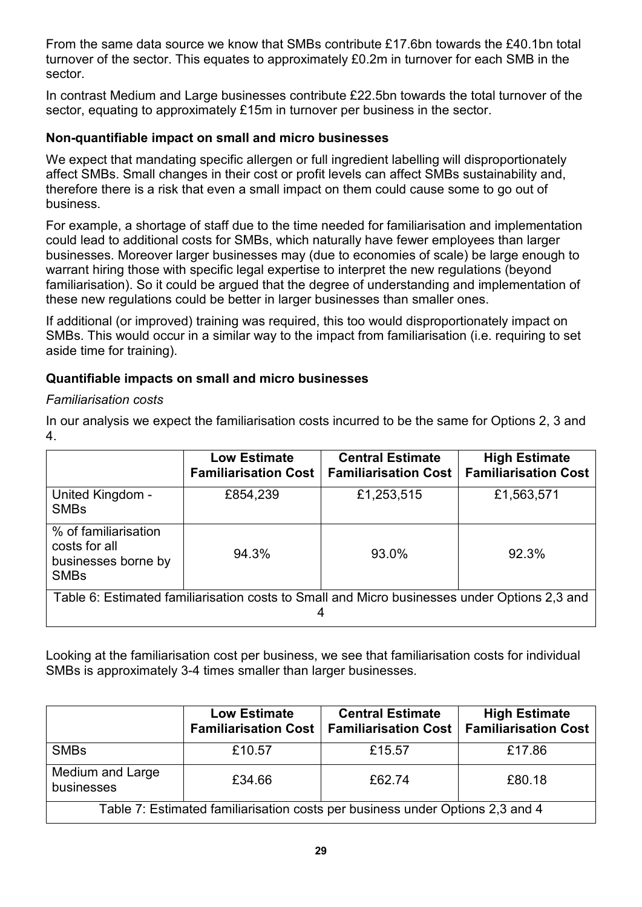From the same data source we know that SMBs contribute £17.6bn towards the £40.1bn total turnover of the sector. This equates to approximately £0.2m in turnover for each SMB in the sector.

In contrast Medium and Large businesses contribute £22.5bn towards the total turnover of the sector, equating to approximately £15m in turnover per business in the sector.

### Non-quantifiable impact on small and micro businesses

We expect that mandating specific allergen or full ingredient labelling will disproportionately affect SMBs. Small changes in their cost or profit levels can affect SMBs sustainability and, therefore there is a risk that even a small impact on them could cause some to go out of business.

For example, a shortage of staff due to the time needed for familiarisation and implementation could lead to additional costs for SMBs, which naturally have fewer employees than larger businesses. Moreover larger businesses may (due to economies of scale) be large enough to warrant hiring those with specific legal expertise to interpret the new regulations (beyond familiarisation). So it could be argued that the degree of understanding and implementation of these new regulations could be better in larger businesses than smaller ones.

If additional (or improved) training was required, this too would disproportionately impact on SMBs. This would occur in a similar way to the impact from familiarisation (i.e. requiring to set aside time for training).

### Quantifiable impacts on small and micro businesses

*Familiarisation costs*

In our analysis we expect the familiarisation costs incurred to be the same for Options 2, 3 and 4.

| | Low Estimate Familiarisation Cost | Central Estimate Familiarisation Cost | High Estimate Familiarisation Cost |
|---|---|---|---|
| United Kingdom - SMBs | £854,239 | £1,253,515 | £1,563,571 |
| % of familiarisation costs for all businesses borne by SMBs | 94.3% | 93.0% | 92.3% |

Table 6: Estimated familiarisation costs to Small and Micro businesses under Options 2,3 and 4

Looking at the familiarisation cost per business, we see that familiarisation costs for individual SMBs is approximately 3-4 times smaller than larger businesses.

| | Low Estimate Familiarisation Cost | Central Estimate Familiarisation Cost | High Estimate Familiarisation Cost |
|---|---|---|---|
| SMBs | £10.57 | £15.57 | £17.86 |
| Medium and Large businesses | £34.66 | £62.74 | £80.18 |

Table 7: Estimated familiarisation costs per business under Options 2,3 and 4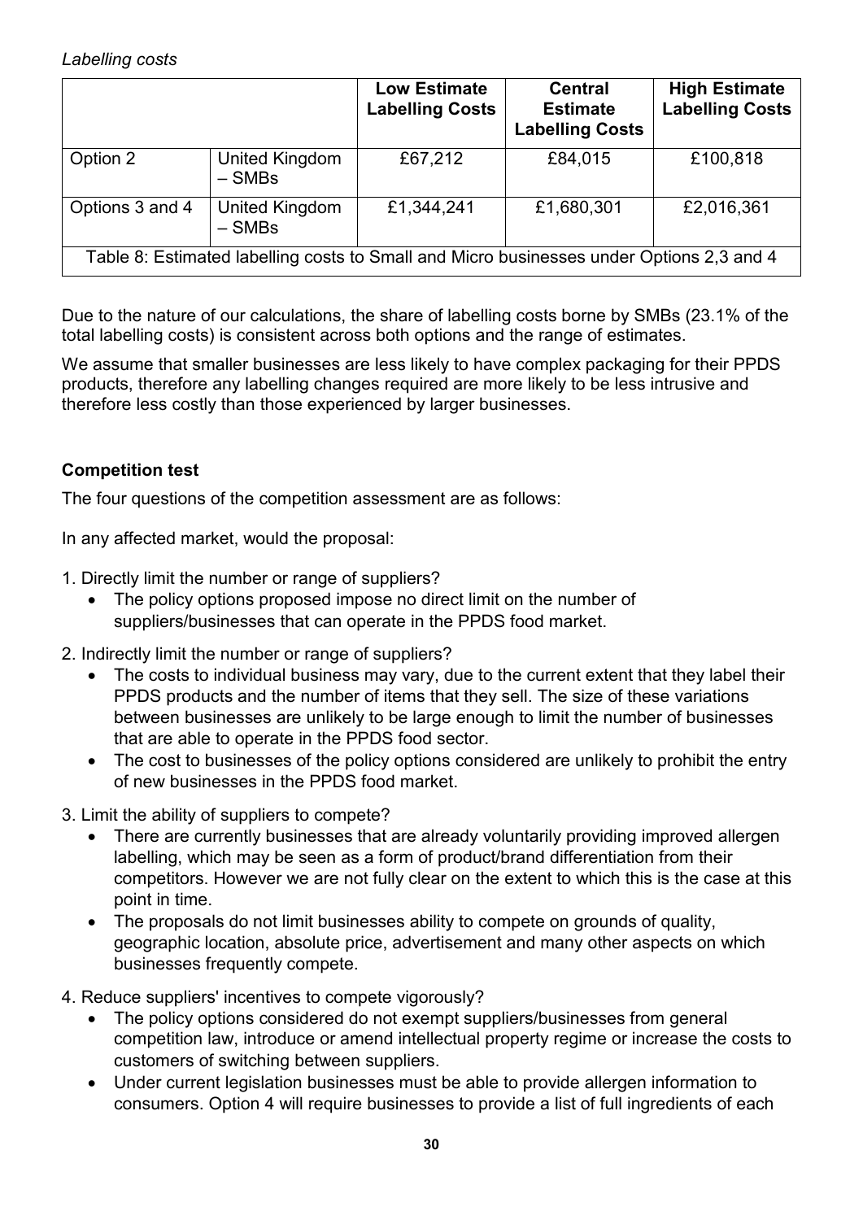*Labelling costs*

| | | Low Estimate Labelling Costs | Central Estimate Labelling Costs | High Estimate Labelling Costs |
|---|---|---|---|---|
| Option 2 | United Kingdom – SMBs | £67,212 | £84,015 | £100,818 |
| Options 3 and 4 | United Kingdom – SMBs | £1,344,241 | £1,680,301 | £2,016,361 |

Table 8: Estimated labelling costs to Small and Micro businesses under Options 2,3 and 4

Due to the nature of our calculations, the share of labelling costs borne by SMBs (23.1% of the total labelling costs) is consistent across both options and the range of estimates.

We assume that smaller businesses are less likely to have complex packaging for their PPDS products, therefore any labelling changes required are more likely to be less intrusive and therefore less costly than those experienced by larger businesses.

**Competition test**

The four questions of the competition assessment are as follows:

In any affected market, would the proposal:

1. Directly limit the number or range of suppliers?
   - The policy options proposed impose no direct limit on the number of suppliers/businesses that can operate in the PPDS food market.
2. Indirectly limit the number or range of suppliers?
   - The costs to individual business may vary, due to the current extent that they label their PPDS products and the number of items that they sell. The size of these variations between businesses are unlikely to be large enough to limit the number of businesses that are able to operate in the PPDS food sector.
   - The cost to businesses of the policy options considered are unlikely to prohibit the entry of new businesses in the PPDS food market.
3. Limit the ability of suppliers to compete?
   - There are currently businesses that are already voluntarily providing improved allergen labelling, which may be seen as a form of product/brand differentiation from their competitors. However we are not fully clear on the extent to which this is the case at this point in time.
   - The proposals do not limit businesses ability to compete on grounds of quality, geographic location, absolute price, advertisement and many other aspects on which businesses frequently compete.
4. Reduce suppliers' incentives to compete vigorously?
   - The policy options considered do not exempt suppliers/businesses from general competition law, introduce or amend intellectual property regime or increase the costs to customers of switching between suppliers.
   - Under current legislation businesses must be able to provide allergen information to consumers. Option 4 will require businesses to provide a list of full ingredients of each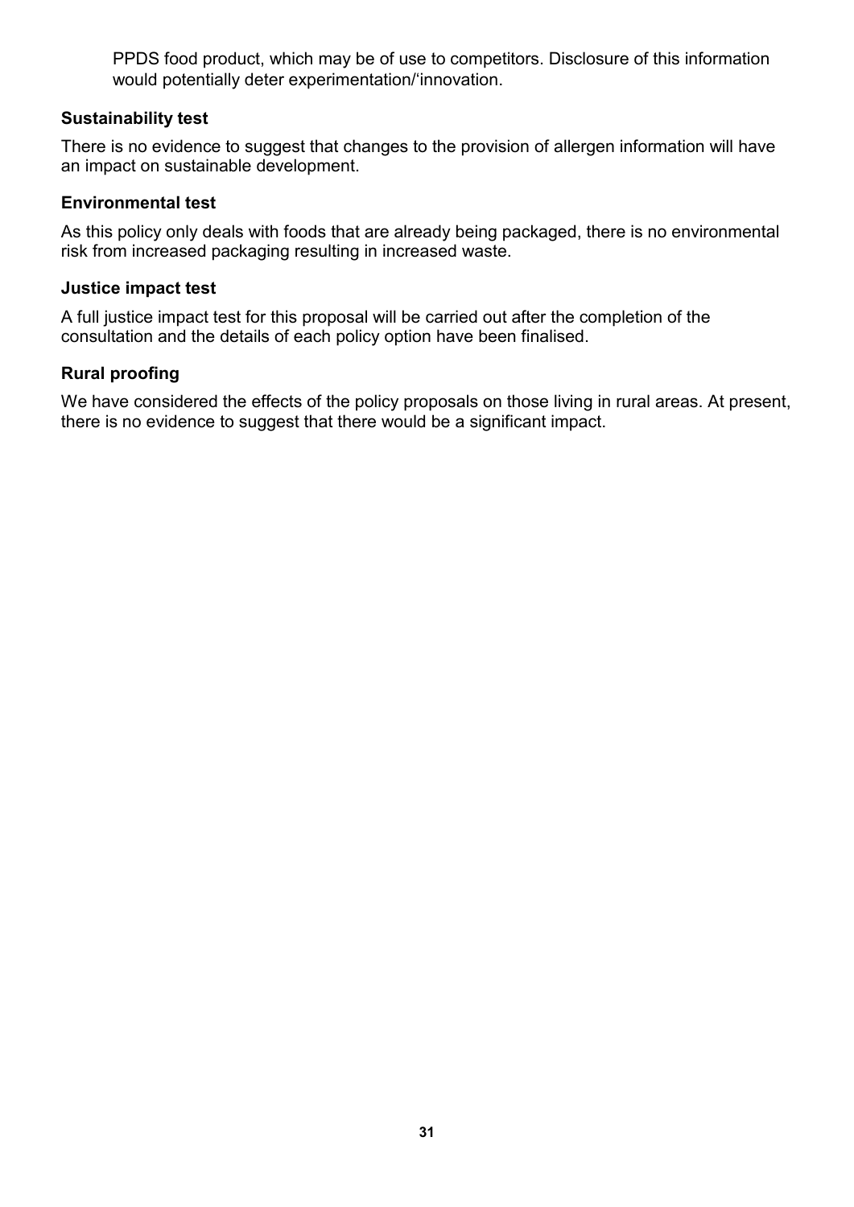PPDS food product, which may be of use to competitors. Disclosure of this information would potentially deter experimentation/‘innovation.

**Sustainability test**

There is no evidence to suggest that changes to the provision of allergen information will have an impact on sustainable development.

**Environmental test**

As this policy only deals with foods that are already being packaged, there is no environmental risk from increased packaging resulting in increased waste.

**Justice impact test**

A full justice impact test for this proposal will be carried out after the completion of the consultation and the details of each policy option have been finalised.

**Rural proofing**

We have considered the effects of the policy proposals on those living in rural areas. At present, there is no evidence to suggest that there would be a significant impact.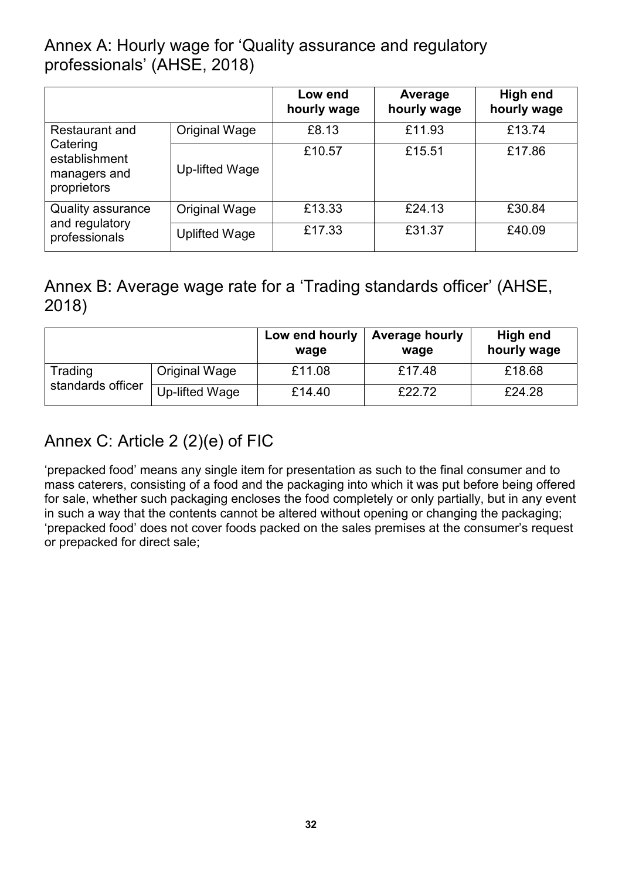## Annex A: Hourly wage for 'Quality assurance and regulatory professionals' (AHSE, 2018)

| | | Low end hourly wage | Average hourly wage | High end hourly wage |
|---|---|---|---|---|
| Restaurant and Catering establishment managers and proprietors | Original Wage | £8.13 | £11.93 | £13.74 |
| | Up-lifted Wage | £10.57 | £15.51 | £17.86 |
| Quality assurance and regulatory professionals | Original Wage | £13.33 | £24.13 | £30.84 |
| | Uplifted Wage | £17.33 | £31.37 | £40.09 |

## Annex B: Average wage rate for a 'Trading standards officer' (AHSE, 2018)

| | | Low end hourly wage | Average hourly wage | High end hourly wage |
|---|---|---|---|---|
| Trading standards officer | Original Wage | £11.08 | £17.48 | £18.68 |
| | Up-lifted Wage | £14.40 | £22.72 | £24.28 |

## Annex C: Article 2 (2)(e) of FIC

'prepacked food' means any single item for presentation as such to the final consumer and to mass caterers, consisting of a food and the packaging into which it was put before being offered for sale, whether such packaging encloses the food completely or only partially, but in any event in such a way that the contents cannot be altered without opening or changing the packaging; 'prepacked food' does not cover foods packed on the sales premises at the consumer's request or prepacked for direct sale;